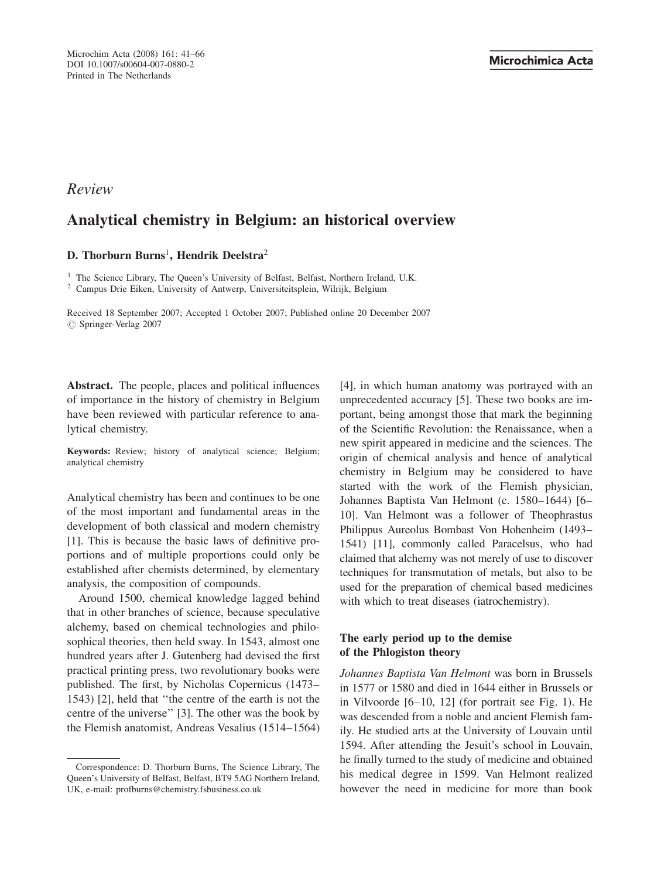*Review*

# Analytical chemistry in Belgium: an historical overview

**D. Thorburn Burns**[1], **Hendrik Deelstra**[2]

[1] The Science Library, The Queen's University of Belfast, Belfast, Northern Ireland, U.K.
[2] Campus Drie Eiken, University of Antwerp, Universiteitsplein, Wilrijk, Belgium

Received 18 September 2007; Accepted 1 October 2007; Published online 20 December 2007
© Springer-Verlag 2007

**Abstract.** The people, places and political influences of importance in the history of chemistry in Belgium have been reviewed with particular reference to analytical chemistry.

**Keywords:** Review; history of analytical science; Belgium; analytical chemistry

Analytical chemistry has been and continues to be one of the most important and fundamental areas in the development of both classical and modern chemistry [1]. This is because the basic laws of definitive proportions and of multiple proportions could only be established after chemists determined, by elementary analysis, the composition of compounds.

Around 1500, chemical knowledge lagged behind that in other branches of science, because speculative alchemy, based on chemical technologies and philosophical theories, then held sway. In 1543, almost one hundred years after J. Gutenberg had devised the first practical printing press, two revolutionary books were published. The first, by Nicholas Copernicus (1473–1543) [2], held that "the centre of the earth is not the centre of the universe" [3]. The other was the book by the Flemish anatomist, Andreas Vesalius (1514–1564) [4], in which human anatomy was portrayed with an unprecedented accuracy [5]. These two books are important, being amongst those that mark the beginning of the Scientific Revolution: the Renaissance, when a new spirit appeared in medicine and the sciences. The origin of chemical analysis and hence of analytical chemistry in Belgium may be considered to have started with the work of the Flemish physician, Johannes Baptista Van Helmont (c. 1580–1644) [6–10]. Van Helmont was a follower of Theophrastus Philippus Aureolus Bombast Von Hohenheim (1493–1541) [11], commonly called Paracelsus, who had claimed that alchemy was not merely of use to discover techniques for transmutation of metals, but also to be used for the preparation of chemical based medicines with which to treat diseases (iatrochemistry).

## The early period up to the demise of the Phlogiston theory

*Johannes Baptista Van Helmont* was born in Brussels in 1577 or 1580 and died in 1644 either in Brussels or in Vilvoorde [6–10, 12] (for portrait see Fig. 1). He was descended from a noble and ancient Flemish family. He studied arts at the University of Louvain until 1594. After attending the Jesuit's school in Louvain, he finally turned to the study of medicine and obtained his medical degree in 1599. Van Helmont realized however the need in medicine for more than book

Correspondence: D. Thorburn Burns, The Science Library, The Queen's University of Belfast, Belfast, BT9 5AG Northern Ireland, UK, e-mail: profburns@chemistry.fsbusiness.co.uk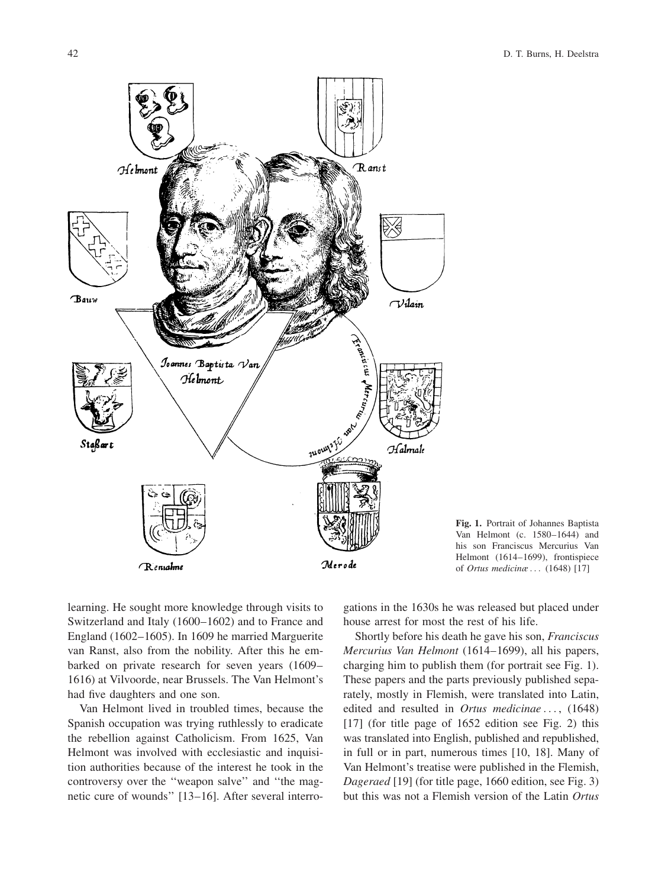Fig. 1. Portrait of Johannes Baptista Van Helmont (c. 1580–1644) and his son Franciscus Mercurius Van Helmont (1614–1699), frontispiece of *Ortus medicinæ* ... (1648) [17]

learning. He sought more knowledge through visits to Switzerland and Italy (1600–1602) and to France and England (1602–1605). In 1609 he married Marguerite van Ranst, also from the nobility. After this he embarked on private research for seven years (1609–1616) at Vilvoorde, near Brussels. The Van Helmont's had five daughters and one son.

Van Helmont lived in troubled times, because the Spanish occupation was trying ruthlessly to eradicate the rebellion against Catholicism. From 1625, Van Helmont was involved with ecclesiastic and inquisition authorities because of the interest he took in the controversy over the ''weapon salve'' and ''the magnetic cure of wounds'' [13–16]. After several interrogations in the 1630s he was released but placed under house arrest for most the rest of his life.

Shortly before his death he gave his son, *Franciscus Mercurius Van Helmont* (1614–1699), all his papers, charging him to publish them (for portrait see Fig. 1). These papers and the parts previously published separately, mostly in Flemish, were translated into Latin, edited and resulted in *Ortus medicinae* ..., (1648) [17] (for title page of 1652 edition see Fig. 2) this was translated into English, published and republished, in full or in part, numerous times [10, 18]. Many of Van Helmont's treatise were published in the Flemish, *Dageraed* [19] (for title page, 1660 edition, see Fig. 3) but this was not a Flemish version of the Latin *Ortus*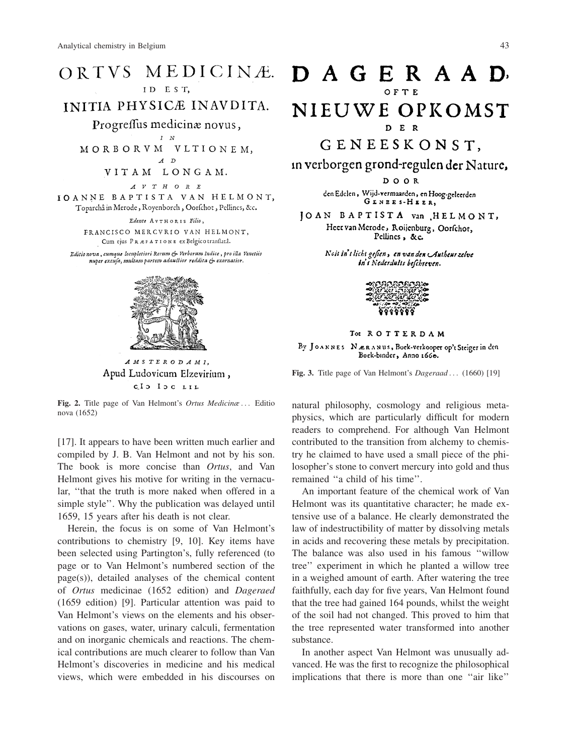ORTVS MEDICINÆ.

ID EST,

INITIA PHYSICÆ INAVDITA.

Progressus medicinæ novus,

IN

MORBORVM VLTIONEM,

AD

VITAM LONGAM.

AVTHORE

IOANNE BAPTISTA VAN HELMONT,

Toparchâ in Merode, Royenborch, Oorschot, Pellines, &c.

*Edente* AVTHORIS *Filio*,

FRANCISCO MERCVRIO VAN HELMONT,

Cum ejus PRÆFATIONE ex Belgico translatâ.

*Editio nova, cumque locupletiori Rerum & Verborum Indice, pro illa Venetiis nuper excusa, multam partem adauctior reddita & exornatior.*

*AMSTERODAMI,*

Apud Ludovicum Elzevirium,

CIↃ IↃC LII.

**Fig. 2.** Title page of Van Helmont's *Ortus Medicinæ*... Editio nova (1652)

DAGERAAD,

OFTE

NIEUWE OPKOMST

DER

GENEESKONST,

in verborgen grond-regulen der Nature,

DOOR

den Edelen, Wijd-vermaarden, en Hoog-geleerden GENEES-HEER,

JOAN BAPTISTA van HELMONT,

Heer van Merode, Roijenburg, Oorschot, Pellines, &c.

*Noit in't licht gesien, en van den Autheur zelve in't Nederduits beschreven.*

Tot ROTTERDAM

By JOANNES NÆRANUS, Boek-verkooper op't Steiger in den Boek-binder, Anno 1660.

**Fig. 3.** Title page of Van Helmont's *Dageraad*... (1660) [19]

[17]. It appears to have been written much earlier and compiled by J. B. Van Helmont and not by his son. The book is more concise than *Ortus*, and Van Helmont gives his motive for writing in the vernacular, "that the truth is more naked when offered in a simple style". Why the publication was delayed until 1659, 15 years after his death is not clear.

Herein, the focus is on some of Van Helmont's contributions to chemistry [9, 10]. Key items have been selected using Partington's, fully referenced (to page or to Van Helmont's numbered section of the page(s)), detailed analyses of the chemical content of *Ortus* medicinae (1652 edition) and *Dageraed* (1659 edition) [9]. Particular attention was paid to Van Helmont's views on the elements and his observations on gases, water, urinary calculi, fermentation and on inorganic chemicals and reactions. The chemical contributions are much clearer to follow than Van Helmont's discoveries in medicine and his medical views, which were embedded in his discourses on natural philosophy, cosmology and religious metaphysics, which are particularly difficult for modern readers to comprehend. For although Van Helmont contributed to the transition from alchemy to chemistry he claimed to have used a small piece of the philosopher's stone to convert mercury into gold and thus remained "a child of his time".

An important feature of the chemical work of Van Helmont was its quantitative character; he made extensive use of a balance. He clearly demonstrated the law of indestructibility of matter by dissolving metals in acids and recovering these metals by precipitation. The balance was also used in his famous "willow tree" experiment in which he planted a willow tree in a weighed amount of earth. After watering the tree faithfully, each day for five years, Van Helmont found that the tree had gained 164 pounds, whilst the weight of the soil had not changed. This proved to him that the tree represented water transformed into another substance.

In another aspect Van Helmont was unusually advanced. He was the first to recognize the philosophical implications that there is more than one "air like"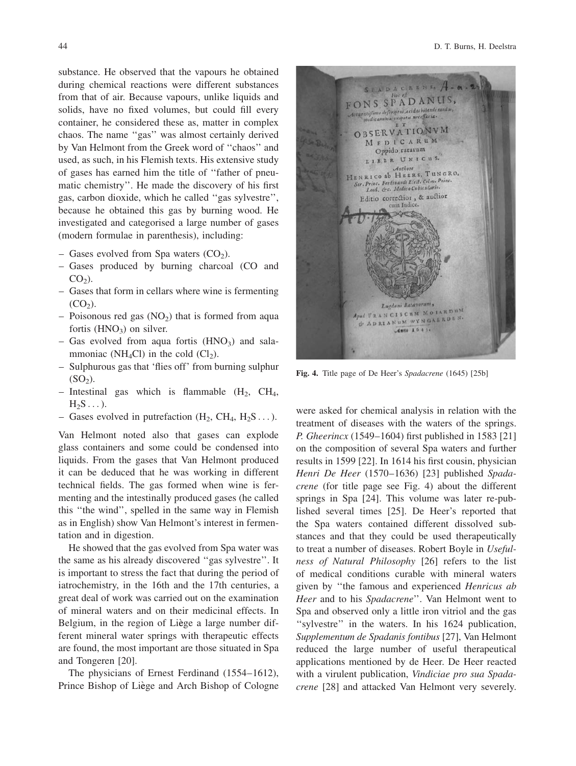substance. He observed that the vapours he obtained during chemical reactions were different substances from that of air. Because vapours, unlike liquids and solids, have no fixed volumes, but could fill every container, he considered these as, matter in complex chaos. The name ''gas'' was almost certainly derived by Van Helmont from the Greek word of ''chaos'' and used, as such, in his Flemish texts. His extensive study of gases has earned him the title of ''father of pneumatic chemistry''. He made the discovery of his first gas, carbon dioxide, which he called ''gas sylvestre'', because he obtained this gas by burning wood. He investigated and categorised a large number of gases (modern formulae in parenthesis), including:

- Gases evolved from Spa waters ($CO_2$).
- Gases produced by burning charcoal (CO and $CO_2$).
- Gases that form in cellars where wine is fermenting ($CO_2$).
- Poisonous red gas ($NO_2$) that is formed from aqua fortis ($HNO_3$) on silver.
- Gas evolved from aqua fortis ($HNO_3$) and salammoniac ($NH_4Cl$) in the cold ($Cl_2$).
- Sulphurous gas that 'flies off' from burning sulphur ($SO_2$).
- Intestinal gas which is flammable ($H_2$, $CH_4$, $H_2S$ . . . ).
- Gases evolved in putrefaction ($H_2$, $CH_4$, $H_2S$ . . . ).

Van Helmont noted also that gases can explode glass containers and some could be condensed into liquids. From the gases that Van Helmont produced it can be deduced that he was working in different technical fields. The gas formed when wine is fermenting and the intestinally produced gases (he called this ''the wind'', spelled in the same way in Flemish as in English) show Van Helmont's interest in fermentation and in digestion.

He showed that the gas evolved from Spa water was the same as his already discovered ''gas sylvestre''. It is important to stress the fact that during the period of iatrochemistry, in the 16th and the 17th centuries, a great deal of work was carried out on the examination of mineral waters and on their medicinal effects. In Belgium, in the region of Liège a large number different mineral water springs with therapeutic effects are found, the most important are those situated in Spa and Tongeren [20].

The physicians of Ernest Ferdinand (1554–1612), Prince Bishop of Liège and Arch Bishop of Cologne were asked for chemical analysis in relation with the treatment of diseases with the waters of the springs. *P. Gheerincx* (1549–1604) first published in 1583 [21] on the composition of several Spa waters and further results in 1599 [22]. In 1614 his first cousin, physician *Henri De Heer* (1570–1636) [23] published *Spadacrene* (for title page see Fig. 4) about the different springs in Spa [24]. This volume was later re-published several times [25]. De Heer's reported that the Spa waters contained different dissolved substances and that they could be used therapeutically to treat a number of diseases. Robert Boyle in *Usefulness of Natural Philosophy* [26] refers to the list of medical conditions curable with mineral waters given by ''the famous and experienced *Henricus ab Heer* and to his *Spadacrene*''. Van Helmont went to Spa and observed only a little iron vitriol and the gas ''sylvestre'' in the waters. In his 1624 publication, *Supplementum de Spadanis fontibus* [27], Van Helmont reduced the large number of useful therapeutical applications mentioned by de Heer. De Heer reacted with a virulent publication, *Vindiciae pro sua Spadacrene* [28] and attacked Van Helmont very severely.

**Fig. 4.** Title page of De Heer's *Spadacrene* (1645) [25b]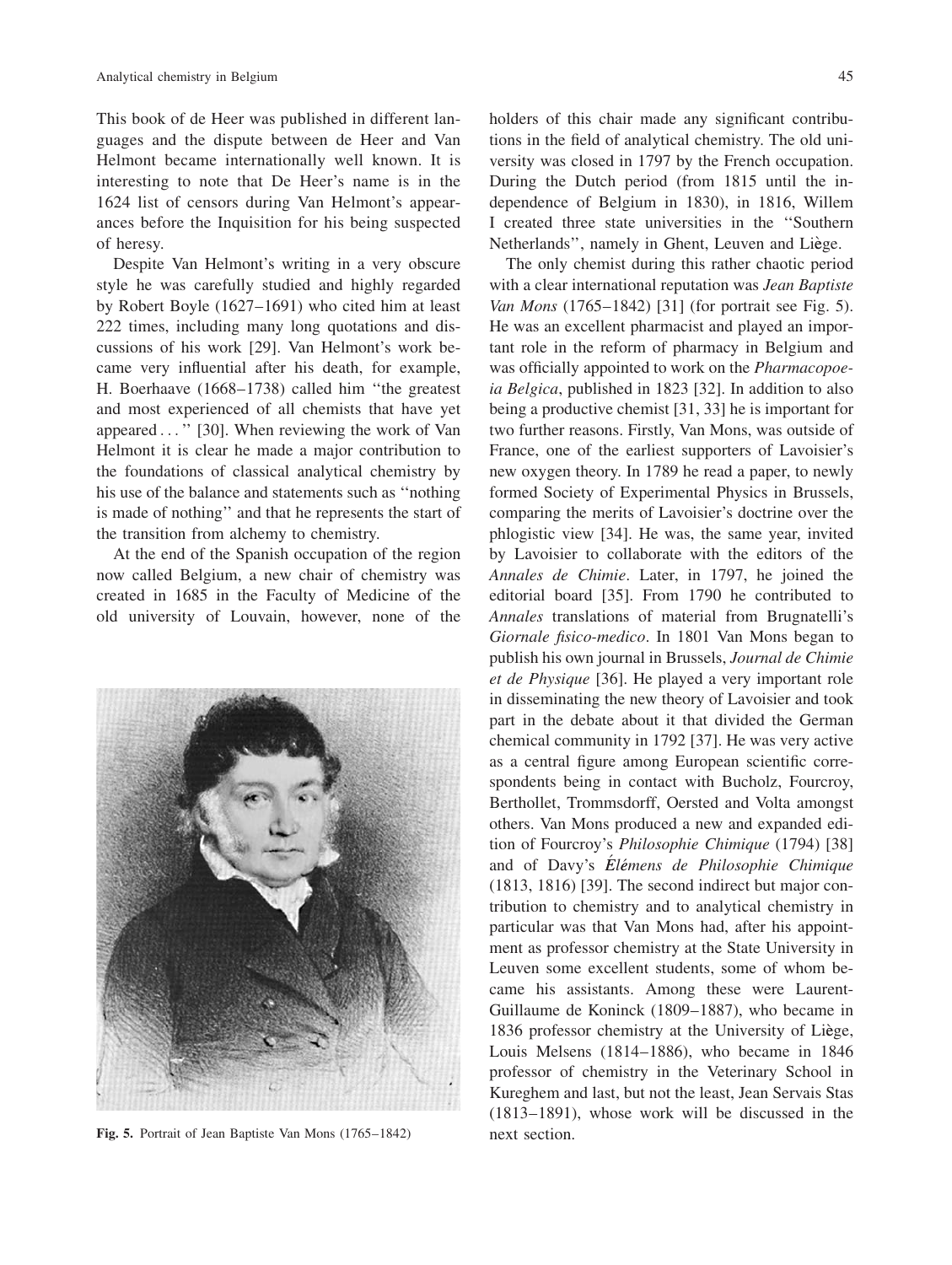This book of de Heer was published in different languages and the dispute between de Heer and Van Helmont became internationally well known. It is interesting to note that De Heer's name is in the 1624 list of censors during Van Helmont's appearances before the Inquisition for his being suspected of heresy.

Despite Van Helmont's writing in a very obscure style he was carefully studied and highly regarded by Robert Boyle (1627–1691) who cited him at least 222 times, including many long quotations and discussions of his work [29]. Van Helmont's work became very influential after his death, for example, H. Boerhaave (1668–1738) called him ''the greatest and most experienced of all chemists that have yet appeared ... '' [30]. When reviewing the work of Van Helmont it is clear he made a major contribution to the foundations of classical analytical chemistry by his use of the balance and statements such as ''nothing is made of nothing'' and that he represents the start of the transition from alchemy to chemistry.

At the end of the Spanish occupation of the region now called Belgium, a new chair of chemistry was created in 1685 in the Faculty of Medicine of the old university of Louvain, however, none of the holders of this chair made any significant contributions in the field of analytical chemistry. The old university was closed in 1797 by the French occupation. During the Dutch period (from 1815 until the independence of Belgium in 1830), in 1816, Willem I created three state universities in the ''Southern Netherlands'', namely in Ghent, Leuven and Liège.

Fig. 5. Portrait of Jean Baptiste Van Mons (1765–1842)

The only chemist during this rather chaotic period with a clear international reputation was *Jean Baptiste Van Mons* (1765–1842) [31] (for portrait see Fig. 5). He was an excellent pharmacist and played an important role in the reform of pharmacy in Belgium and was officially appointed to work on the *Pharmacopoeia Belgica*, published in 1823 [32]. In addition to also being a productive chemist [31, 33] he is important for two further reasons. Firstly, Van Mons, was outside of France, one of the earliest supporters of Lavoisier's new oxygen theory. In 1789 he read a paper, to newly formed Society of Experimental Physics in Brussels, comparing the merits of Lavoisier's doctrine over the phlogistic view [34]. He was, the same year, invited by Lavoisier to collaborate with the editors of the *Annales de Chimie*. Later, in 1797, he joined the editorial board [35]. From 1790 he contributed to *Annales* translations of material from Brugnatelli's *Giornale fisico-medico*. In 1801 Van Mons began to publish his own journal in Brussels, *Journal de Chimie et de Physique* [36]. He played a very important role in disseminating the new theory of Lavoisier and took part in the debate about it that divided the German chemical community in 1792 [37]. He was very active as a central figure among European scientific correspondents being in contact with Bucholz, Fourcroy, Berthollet, Trommsdorff, Oersted and Volta amongst others. Van Mons produced a new and expanded edition of Fourcroy's *Philosophie Chimique* (1794) [38] and of Davy's *Élémens de Philosophie Chimique* (1813, 1816) [39]. The second indirect but major contribution to chemistry and to analytical chemistry in particular was that Van Mons had, after his appointment as professor chemistry at the State University in Leuven some excellent students, some of whom became his assistants. Among these were Laurent-Guillaume de Koninck (1809–1887), who became in 1836 professor chemistry at the University of Liège, Louis Melsens (1814–1886), who became in 1846 professor of chemistry in the Veterinary School in Kureghem and last, but not the least, Jean Servais Stas (1813–1891), whose work will be discussed in the next section.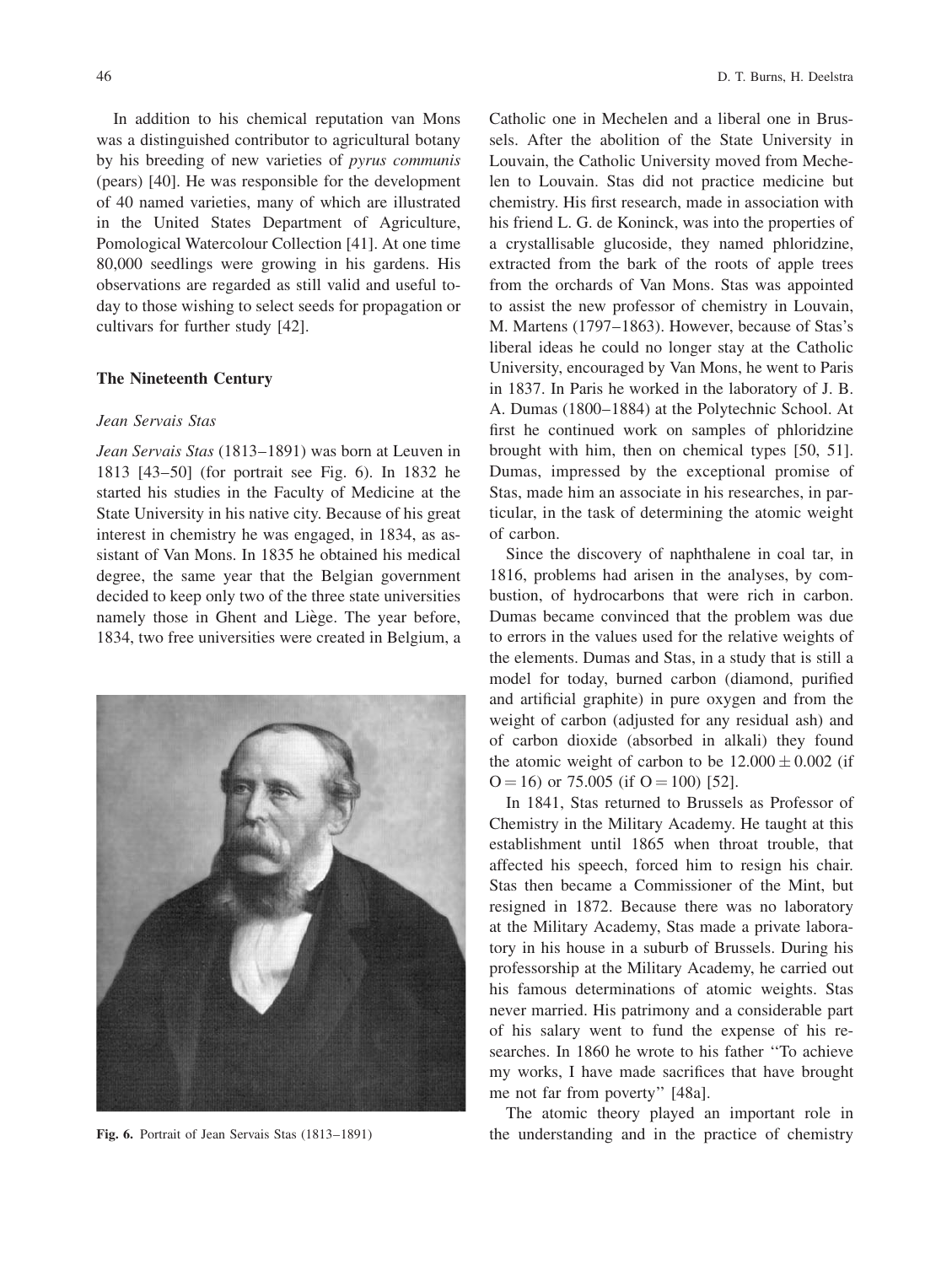In addition to his chemical reputation van Mons was a distinguished contributor to agricultural botany by his breeding of new varieties of *pyrus communis* (pears) [40]. He was responsible for the development of 40 named varieties, many of which are illustrated in the United States Department of Agriculture, Pomological Watercolour Collection [41]. At one time 80,000 seedlings were growing in his gardens. His observations are regarded as still valid and useful today to those wishing to select seeds for propagation or cultivars for further study [42].

## The Nineteenth Century

### *Jean Servais Stas*

*Jean Servais Stas* (1813–1891) was born at Leuven in 1813 [43–50] (for portrait see Fig. 6). In 1832 he started his studies in the Faculty of Medicine at the State University in his native city. Because of his great interest in chemistry he was engaged, in 1834, as assistant of Van Mons. In 1835 he obtained his medical degree, the same year that the Belgian government decided to keep only two of the three state universities namely those in Ghent and Liège. The year before, 1834, two free universities were created in Belgium, a Catholic one in Mechelen and a liberal one in Brussels. After the abolition of the State University in Louvain, the Catholic University moved from Mechelen to Louvain. Stas did not practice medicine but chemistry. His first research, made in association with his friend L. G. de Koninck, was into the properties of a crystallisable glucoside, they named phloridzine, extracted from the bark of the roots of apple trees from the orchards of Van Mons. Stas was appointed to assist the new professor of chemistry in Louvain, M. Martens (1797–1863). However, because of Stas's liberal ideas he could no longer stay at the Catholic University, encouraged by Van Mons, he went to Paris in 1837. In Paris he worked in the laboratory of J. B. A. Dumas (1800–1884) at the Polytechnic School. At first he continued work on samples of phloridzine brought with him, then on chemical types [50, 51]. Dumas, impressed by the exceptional promise of Stas, made him an associate in his researches, in particular, in the task of determining the atomic weight of carbon.

Fig. 6. Portrait of Jean Servais Stas (1813–1891)

Since the discovery of naphthalene in coal tar, in 1816, problems had arisen in the analyses, by combustion, of hydrocarbons that were rich in carbon. Dumas became convinced that the problem was due to errors in the values used for the relative weights of the elements. Dumas and Stas, in a study that is still a model for today, burned carbon (diamond, purified and artificial graphite) in pure oxygen and from the weight of carbon (adjusted for any residual ash) and of carbon dioxide (absorbed in alkali) they found the atomic weight of carbon to be $12.000 \pm 0.002$ (if $O = 16$) or 75.005 (if $O = 100$) [52].

In 1841, Stas returned to Brussels as Professor of Chemistry in the Military Academy. He taught at this establishment until 1865 when throat trouble, that affected his speech, forced him to resign his chair. Stas then became a Commissioner of the Mint, but resigned in 1872. Because there was no laboratory at the Military Academy, Stas made a private laboratory in his house in a suburb of Brussels. During his professorship at the Military Academy, he carried out his famous determinations of atomic weights. Stas never married. His patrimony and a considerable part of his salary went to fund the expense of his researches. In 1860 he wrote to his father "To achieve my works, I have made sacrifices that have brought me not far from poverty" [48a].

The atomic theory played an important role in the understanding and in the practice of chemistry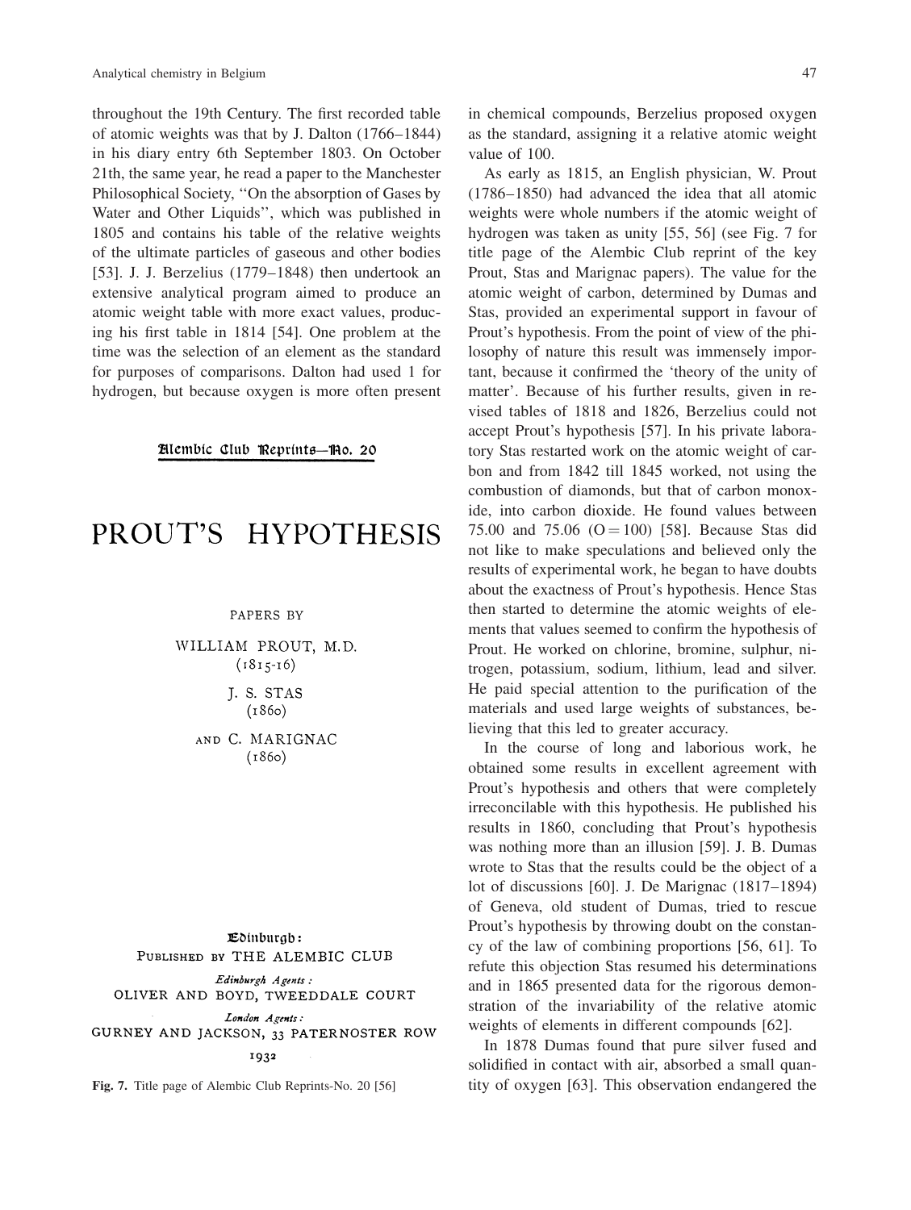throughout the 19th Century. The first recorded table of atomic weights was that by J. Dalton (1766–1844) in his diary entry 6th September 1803. On October 21th, the same year, he read a paper to the Manchester Philosophical Society, ''On the absorption of Gases by Water and Other Liquids'', which was published in 1805 and contains his table of the relative weights of the ultimate particles of gaseous and other bodies [53]. J. J. Berzelius (1779–1848) then undertook an extensive analytical program aimed to produce an atomic weight table with more exact values, producing his first table in 1814 [54]. One problem at the time was the selection of an element as the standard for purposes of comparisons. Dalton had used 1 for hydrogen, but because oxygen is more often present in chemical compounds, Berzelius proposed oxygen as the standard, assigning it a relative atomic weight value of 100.

Alembic Club Reprints—No. 20

PROUT'S HYPOTHESIS

PAPERS BY

WILLIAM PROUT, M.D. (1815-16)

J. S. STAS (1860)

AND C. MARIGNAC (1860)

Edinburgh: PUBLISHED BY THE ALEMBIC CLUB

Edinburgh Agents: OLIVER AND BOYD, TWEEDDALE COURT

London Agents: GURNEY AND JACKSON, 33 PATERNOSTER ROW

1932

**Fig. 7.** Title page of Alembic Club Reprints-No. 20 [56]

As early as 1815, an English physician, W. Prout (1786–1850) had advanced the idea that all atomic weights were whole numbers if the atomic weight of hydrogen was taken as unity [55, 56] (see Fig. 7 for title page of the Alembic Club reprint of the key Prout, Stas and Marignac papers). The value for the atomic weight of carbon, determined by Dumas and Stas, provided an experimental support in favour of Prout's hypothesis. From the point of view of the philosophy of nature this result was immensely important, because it confirmed the 'theory of the unity of matter'. Because of his further results, given in revised tables of 1818 and 1826, Berzelius could not accept Prout's hypothesis [57]. In his private laboratory Stas restarted work on the atomic weight of carbon and from 1842 till 1845 worked, not using the combustion of diamonds, but that of carbon monoxide, into carbon dioxide. He found values between 75.00 and 75.06 (O = 100) [58]. Because Stas did not like to make speculations and believed only the results of experimental work, he began to have doubts about the exactness of Prout's hypothesis. Hence Stas then started to determine the atomic weights of elements that values seemed to confirm the hypothesis of Prout. He worked on chlorine, bromine, sulphur, nitrogen, potassium, sodium, lithium, lead and silver. He paid special attention to the purification of the materials and used large weights of substances, believing that this led to greater accuracy.

In the course of long and laborious work, he obtained some results in excellent agreement with Prout's hypothesis and others that were completely irreconcilable with this hypothesis. He published his results in 1860, concluding that Prout's hypothesis was nothing more than an illusion [59]. J. B. Dumas wrote to Stas that the results could be the object of a lot of discussions [60]. J. De Marignac (1817–1894) of Geneva, old student of Dumas, tried to rescue Prout's hypothesis by throwing doubt on the constancy of the law of combining proportions [56, 61]. To refute this objection Stas resumed his determinations and in 1865 presented data for the rigorous demonstration of the invariability of the relative atomic weights of elements in different compounds [62].

In 1878 Dumas found that pure silver fused and solidified in contact with air, absorbed a small quantity of oxygen [63]. This observation endangered the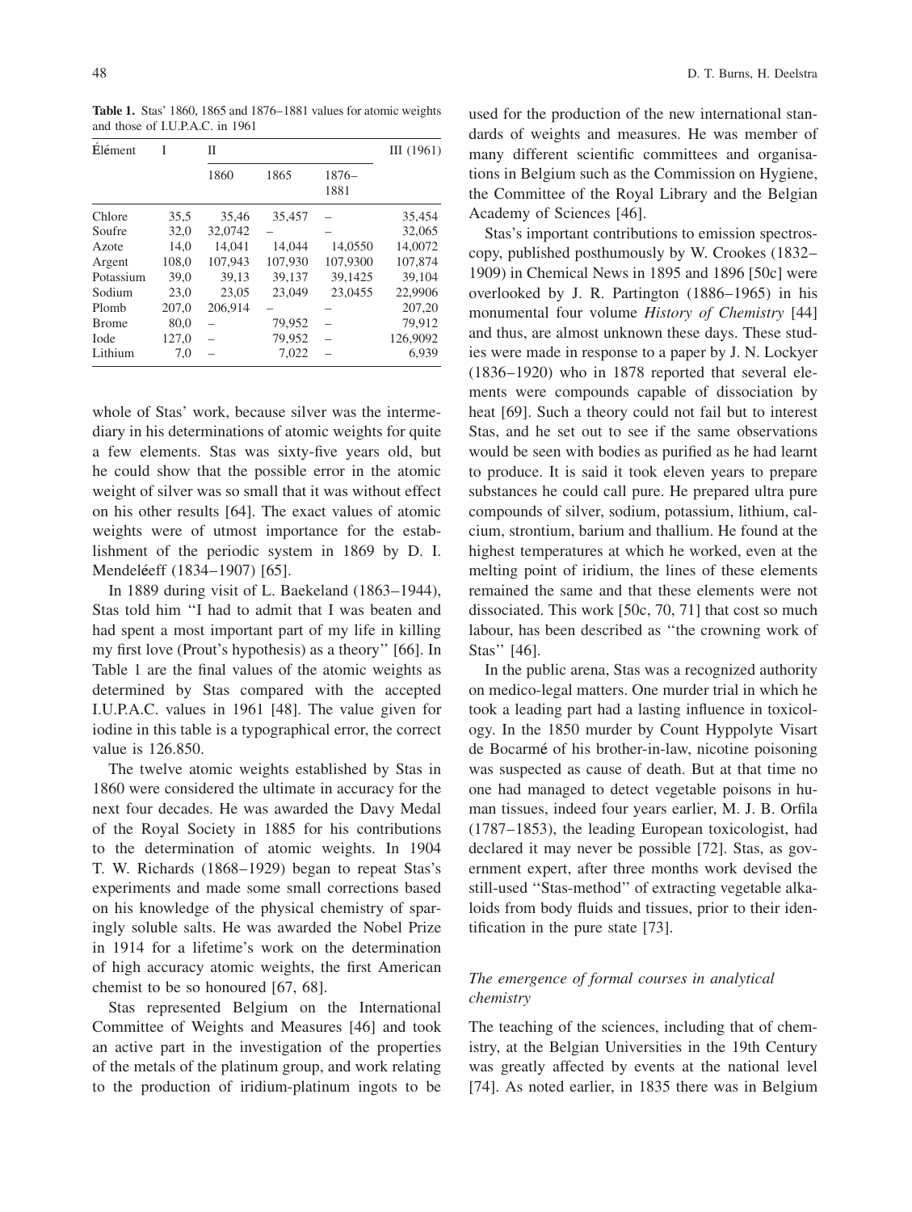**Table 1.** Stas' 1860, 1865 and 1876–1881 values for atomic weights and those of I.U.P.A.C. in 1961

| Élément | I | II | | | III (1961) |
|---|---|---|---|---|---|
| | | 1860 | 1865 | 1876–1881 | |
| Chlore | 35,5 | 35,46 | 35,457 | – | 35,454 |
| Soufre | 32,0 | 32,0742 | – | – | 32,065 |
| Azote | 14,0 | 14,041 | 14,044 | 14,0550 | 14,0072 |
| Argent | 108,0 | 107,943 | 107,930 | 107,9300 | 107,874 |
| Potassium | 39,0 | 39,13 | 39,137 | 39,1425 | 39,104 |
| Sodium | 23,0 | 23,05 | 23,049 | 23,0455 | 22,9906 |
| Plomb | 207,0 | 206,914 | – | – | 207,20 |
| Brome | 80,0 | – | 79,952 | – | 79,912 |
| Iode | 127,0 | – | 79,952 | – | 126,9092 |
| Lithium | 7,0 | – | 7,022 | – | 6,939 |

whole of Stas' work, because silver was the intermediary in his determinations of atomic weights for quite a few elements. Stas was sixty-five years old, but he could show that the possible error in the atomic weight of silver was so small that it was without effect on his other results [64]. The exact values of atomic weights were of utmost importance for the establishment of the periodic system in 1869 by D. I. Mendeléeff (1834–1907) [65].

In 1889 during visit of L. Baekeland (1863–1944), Stas told him "I had to admit that I was beaten and had spent a most important part of my life in killing my first love (Prout's hypothesis) as a theory" [66]. In Table 1 are the final values of the atomic weights as determined by Stas compared with the accepted I.U.P.A.C. values in 1961 [48]. The value given for iodine in this table is a typographical error, the correct value is 126.850.

The twelve atomic weights established by Stas in 1860 were considered the ultimate in accuracy for the next four decades. He was awarded the Davy Medal of the Royal Society in 1885 for his contributions to the determination of atomic weights. In 1904 T. W. Richards (1868–1929) began to repeat Stas's experiments and made some small corrections based on his knowledge of the physical chemistry of sparingly soluble salts. He was awarded the Nobel Prize in 1914 for a lifetime's work on the determination of high accuracy atomic weights, the first American chemist to be so honoured [67, 68].

Stas represented Belgium on the International Committee of Weights and Measures [46] and took an active part in the investigation of the properties of the metals of the platinum group, and work relating to the production of iridium-platinum ingots to be used for the production of the new international standards of weights and measures. He was member of many different scientific committees and organisations in Belgium such as the Commission on Hygiene, the Committee of the Royal Library and the Belgian Academy of Sciences [46].

Stas's important contributions to emission spectroscopy, published posthumously by W. Crookes (1832–1909) in Chemical News in 1895 and 1896 [50c] were overlooked by J. R. Partington (1886–1965) in his monumental four volume *History of Chemistry* [44] and thus, are almost unknown these days. These studies were made in response to a paper by J. N. Lockyer (1836–1920) who in 1878 reported that several elements were compounds capable of dissociation by heat [69]. Such a theory could not fail but to interest Stas, and he set out to see if the same observations would be seen with bodies as purified as he had learnt to produce. It is said it took eleven years to prepare substances he could call pure. He prepared ultra pure compounds of silver, sodium, potassium, lithium, calcium, strontium, barium and thallium. He found at the highest temperatures at which he worked, even at the melting point of iridium, the lines of these elements remained the same and that these elements were not dissociated. This work [50c, 70, 71] that cost so much labour, has been described as "the crowning work of Stas" [46].

In the public arena, Stas was a recognized authority on medico-legal matters. One murder trial in which he took a leading part had a lasting influence in toxicology. In the 1850 murder by Count Hyppolyte Visart de Bocarmé of his brother-in-law, nicotine poisoning was suspected as cause of death. But at that time no one had managed to detect vegetable poisons in human tissues, indeed four years earlier, M. J. B. Orfila (1787–1853), the leading European toxicologist, had declared it may never be possible [72]. Stas, as government expert, after three months work devised the still-used "Stas-method" of extracting vegetable alkaloids from body fluids and tissues, prior to their identification in the pure state [73].

### *The emergence of formal courses in analytical chemistry*

The teaching of the sciences, including that of chemistry, at the Belgian Universities in the 19th Century was greatly affected by events at the national level [74]. As noted earlier, in 1835 there was in Belgium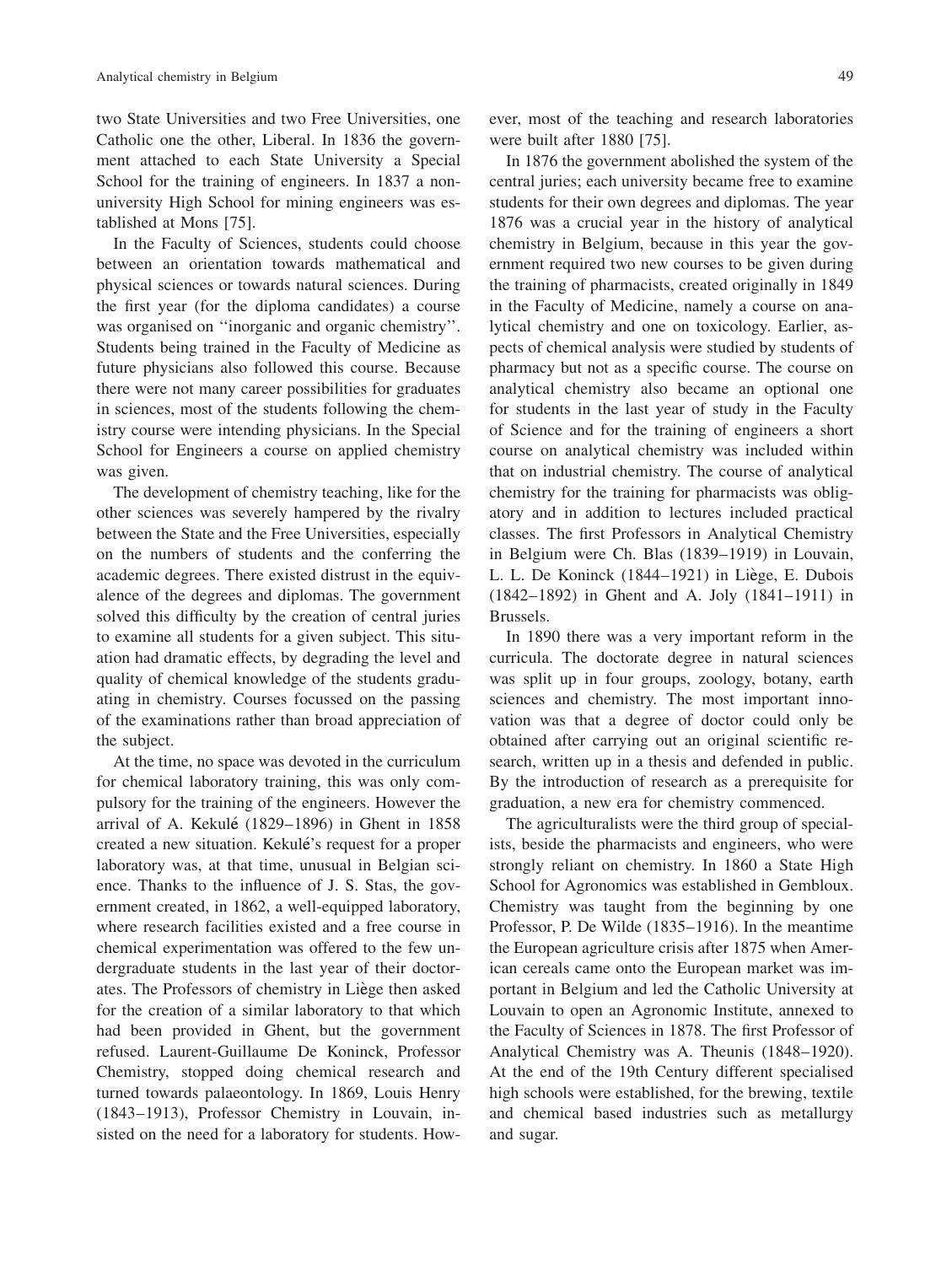two State Universities and two Free Universities, one Catholic one the other, Liberal. In 1836 the government attached to each State University a Special School for the training of engineers. In 1837 a non-university High School for mining engineers was established at Mons [75].

In the Faculty of Sciences, students could choose between an orientation towards mathematical and physical sciences or towards natural sciences. During the first year (for the diploma candidates) a course was organised on ''inorganic and organic chemistry''. Students being trained in the Faculty of Medicine as future physicians also followed this course. Because there were not many career possibilities for graduates in sciences, most of the students following the chemistry course were intending physicians. In the Special School for Engineers a course on applied chemistry was given.

The development of chemistry teaching, like for the other sciences was severely hampered by the rivalry between the State and the Free Universities, especially on the numbers of students and the conferring the academic degrees. There existed distrust in the equivalence of the degrees and diplomas. The government solved this difficulty by the creation of central juries to examine all students for a given subject. This situation had dramatic effects, by degrading the level and quality of chemical knowledge of the students graduating in chemistry. Courses focussed on the passing of the examinations rather than broad appreciation of the subject.

At the time, no space was devoted in the curriculum for chemical laboratory training, this was only compulsory for the training of the engineers. However the arrival of A. Kekulé (1829–1896) in Ghent in 1858 created a new situation. Kekulé's request for a proper laboratory was, at that time, unusual in Belgian science. Thanks to the influence of J. S. Stas, the government created, in 1862, a well-equipped laboratory, where research facilities existed and a free course in chemical experimentation was offered to the few undergraduate students in the last year of their doctorates. The Professors of chemistry in Liège then asked for the creation of a similar laboratory to that which had been provided in Ghent, but the government refused. Laurent-Guillaume De Koninck, Professor Chemistry, stopped doing chemical research and turned towards palaeontology. In 1869, Louis Henry (1843–1913), Professor Chemistry in Louvain, insisted on the need for a laboratory for students. However, most of the teaching and research laboratories were built after 1880 [75].

In 1876 the government abolished the system of the central juries; each university became free to examine students for their own degrees and diplomas. The year 1876 was a crucial year in the history of analytical chemistry in Belgium, because in this year the government required two new courses to be given during the training of pharmacists, created originally in 1849 in the Faculty of Medicine, namely a course on analytical chemistry and one on toxicology. Earlier, aspects of chemical analysis were studied by students of pharmacy but not as a specific course. The course on analytical chemistry also became an optional one for students in the last year of study in the Faculty of Science and for the training of engineers a short course on analytical chemistry was included within that on industrial chemistry. The course of analytical chemistry for the training for pharmacists was obligatory and in addition to lectures included practical classes. The first Professors in Analytical Chemistry in Belgium were Ch. Blas (1839–1919) in Louvain, L. L. De Koninck (1844–1921) in Liège, E. Dubois (1842–1892) in Ghent and A. Joly (1841–1911) in Brussels.

In 1890 there was a very important reform in the curricula. The doctorate degree in natural sciences was split up in four groups, zoology, botany, earth sciences and chemistry. The most important innovation was that a degree of doctor could only be obtained after carrying out an original scientific research, written up in a thesis and defended in public. By the introduction of research as a prerequisite for graduation, a new era for chemistry commenced.

The agriculturalists were the third group of specialists, beside the pharmacists and engineers, who were strongly reliant on chemistry. In 1860 a State High School for Agronomics was established in Gembloux. Chemistry was taught from the beginning by one Professor, P. De Wilde (1835–1916). In the meantime the European agriculture crisis after 1875 when American cereals came onto the European market was important in Belgium and led the Catholic University at Louvain to open an Agronomic Institute, annexed to the Faculty of Sciences in 1878. The first Professor of Analytical Chemistry was A. Theunis (1848–1920). At the end of the 19th Century different specialised high schools were established, for the brewing, textile and chemical based industries such as metallurgy and sugar.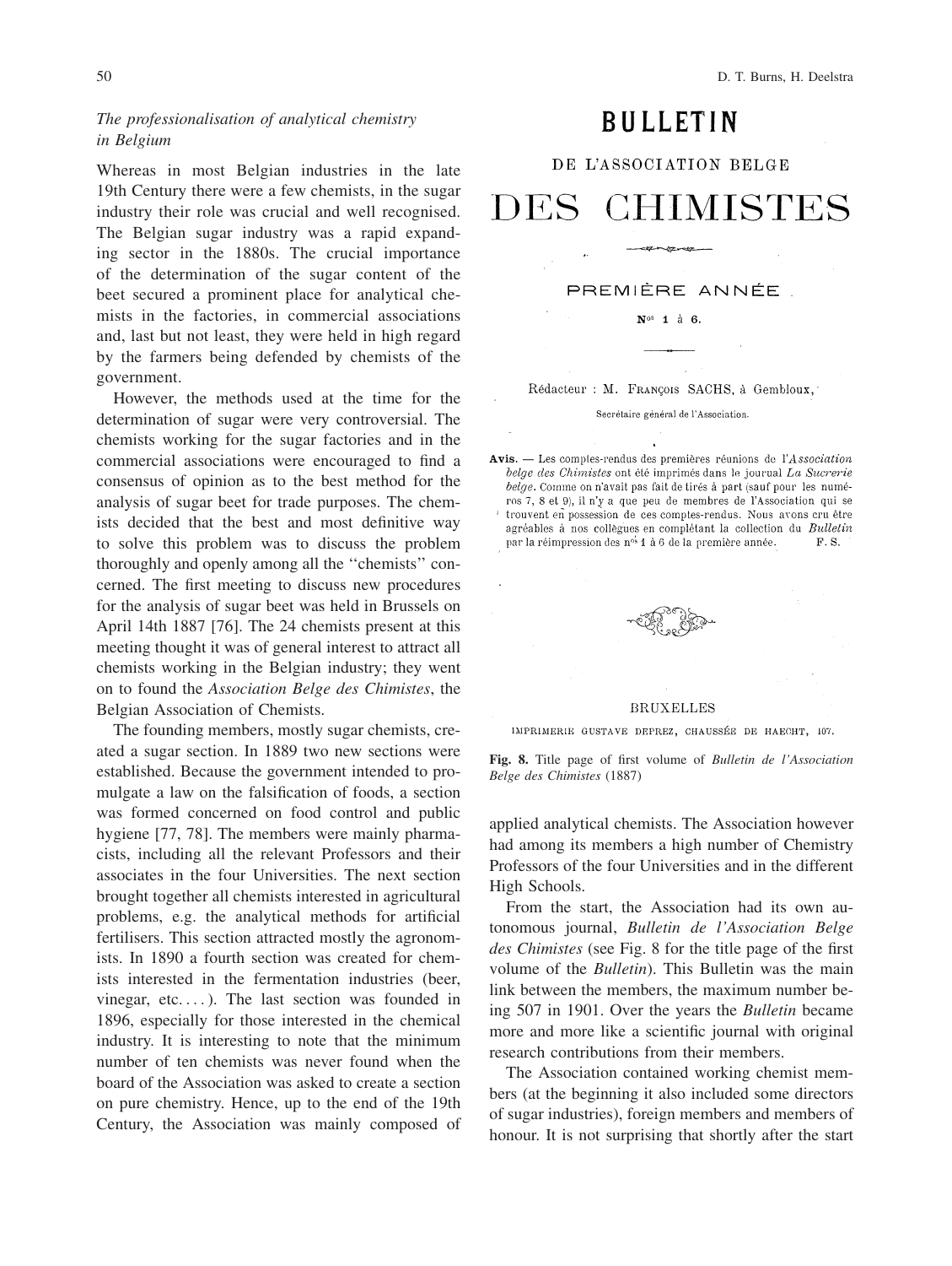### *The professionalisation of analytical chemistry in Belgium*

Whereas in most Belgian industries in the late 19th Century there were a few chemists, in the sugar industry their role was crucial and well recognised. The Belgian sugar industry was a rapid expanding sector in the 1880s. The crucial importance of the determination of the sugar content of the beet secured a prominent place for analytical chemists in the factories, in commercial associations and, last but not least, they were held in high regard by the farmers being defended by chemists of the government.

However, the methods used at the time for the determination of sugar were very controversial. The chemists working for the sugar factories and in the commercial associations were encouraged to find a consensus of opinion as to the best method for the analysis of sugar beet for trade purposes. The chemists decided that the best and most definitive way to solve this problem was to discuss the problem thoroughly and openly among all the "chemists" concerned. The first meeting to discuss new procedures for the analysis of sugar beet was held in Brussels on April 14th 1887 [76]. The 24 chemists present at this meeting thought it was of general interest to attract all chemists working in the Belgian industry; they went on to found the *Association Belge des Chimistes*, the Belgian Association of Chemists.

The founding members, mostly sugar chemists, created a sugar section. In 1889 two new sections were established. Because the government intended to promulgate a law on the falsification of foods, a section was formed concerned on food control and public hygiene [77, 78]. The members were mainly pharmacists, including all the relevant Professors and their associates in the four Universities. The next section brought together all chemists interested in agricultural problems, e.g. the analytical methods for artificial fertilisers. This section attracted mostly the agronomists. In 1890 a fourth section was created for chemists interested in the fermentation industries (beer, vinegar, etc. . . . ). The last section was founded in 1896, especially for those interested in the chemical industry. It is interesting to note that the minimum number of ten chemists was never found when the board of the Association was asked to create a section on pure chemistry. Hence, up to the end of the 19th Century, the Association was mainly composed of applied analytical chemists. The Association however had among its members a high number of Chemistry Professors of the four Universities and in the different High Schools.

BULLETIN

DE L'ASSOCIATION BELGE

DES CHIMISTES

PREMIÈRE ANNÉE

N[os] 1 à 6.

Rédacteur : M. FRANÇOIS SACHS, à Gembloux,

Secrétaire général de l'Association.

**Avis.** — Les comptes-rendus des premières réunions de l'*Association belge des Chimistes* ont été imprimés dans le journal *La Sucrerie belge*. Comme on n'avait pas fait de tirés à part (sauf pour les numéros 7, 8 et 9), il n'y a que peu de membres de l'Association qui se trouvent en possession de ces comptes-rendus. Nous avons cru être agréables à nos collègues en complétant la collection du *Bulletin* par la réimpression des n[os] 1 à 6 de la première année. F. S.

BRUXELLES

IMPRIMERIE GUSTAVE DEPREZ, CHAUSSÉE DE HAECHT, 107.

**Fig. 8.** Title page of first volume of *Bulletin de l'Association Belge des Chimistes* (1887)

From the start, the Association had its own autonomous journal, *Bulletin de l'Association Belge des Chimistes* (see Fig. 8 for the title page of the first volume of the *Bulletin*). This Bulletin was the main link between the members, the maximum number being 507 in 1901. Over the years the *Bulletin* became more and more like a scientific journal with original research contributions from their members.

The Association contained working chemist members (at the beginning it also included some directors of sugar industries), foreign members and members of honour. It is not surprising that shortly after the start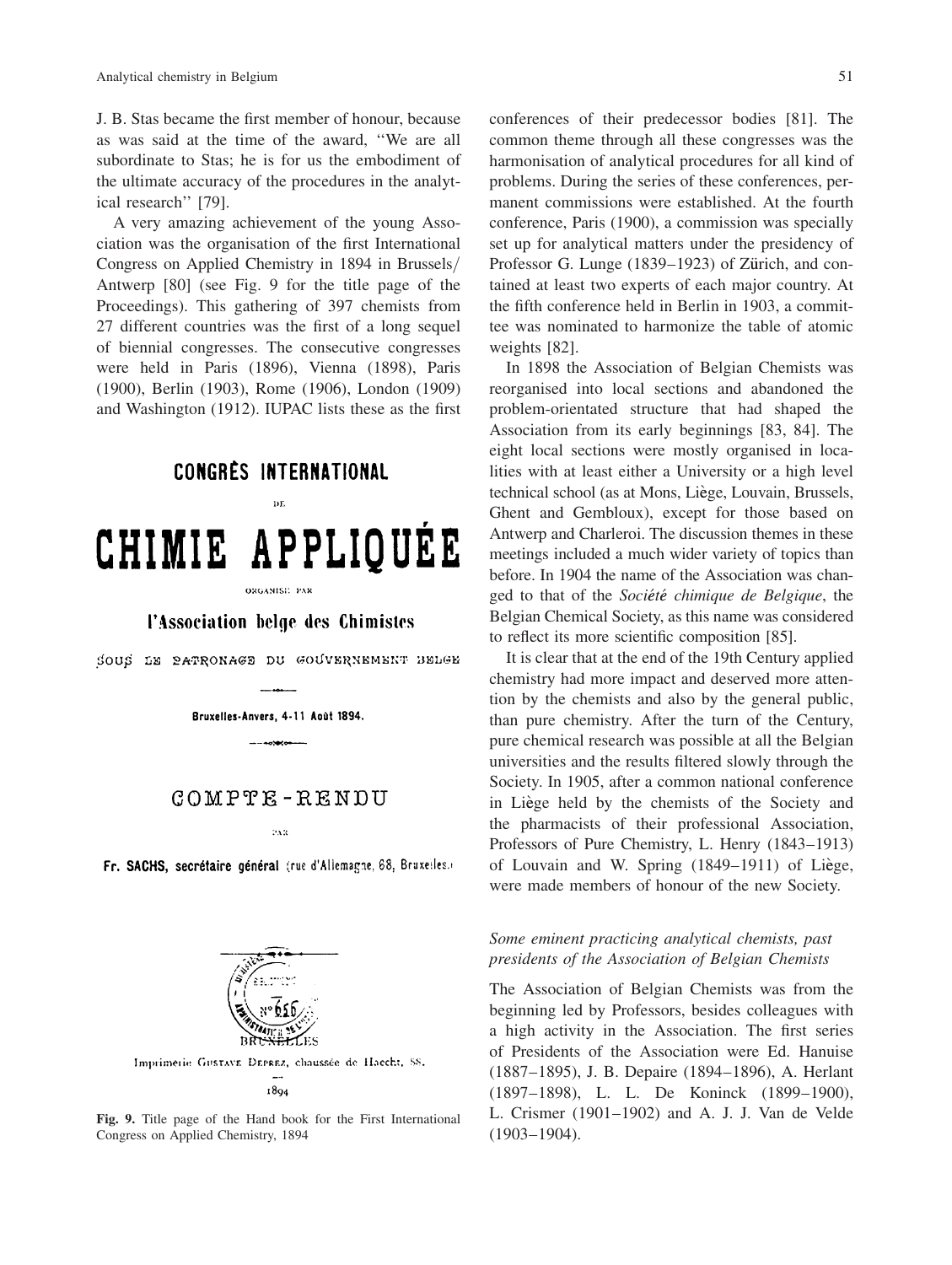J. B. Stas became the first member of honour, because as was said at the time of the award, "We are all subordinate to Stas; he is for us the embodiment of the ultimate accuracy of the procedures in the analytical research" [79].

A very amazing achievement of the young Association was the organisation of the first International Congress on Applied Chemistry in 1894 in Brussels/Antwerp [80] (see Fig. 9 for the title page of the Proceedings). This gathering of 397 chemists from 27 different countries was the first of a long sequel of biennial congresses. The consecutive congresses were held in Paris (1896), Vienna (1898), Paris (1900), Berlin (1903), Rome (1906), London (1909) and Washington (1912). IUPAC lists these as the first conferences of their predecessor bodies [81]. The common theme through all these congresses was the harmonisation of analytical procedures for all kind of problems. During the series of these conferences, permanent commissions were established. At the fourth conference, Paris (1900), a commission was specially set up for analytical matters under the presidency of Professor G. Lunge (1839–1923) of Zürich, and contained at least two experts of each major country. At the fifth conference held in Berlin in 1903, a committee was nominated to harmonize the table of atomic weights [82].

CONGRÈS INTERNATIONAL

DE

CHIMIE APPLIQUÉE

ORGANISÉ PAR

l'Association belge des Chimistes

SOUS LE PATRONAGE DU GOUVERNEMENT BELGE

Bruxelles-Anvers, 4-11 Août 1894.

COMPTE-RENDU

PAR

Fr. SACHS, secrétaire général (rue d'Allemagne, 68, Bruxelles.)

BRUXELLES

Imprimerie Gustave Deprez, chaussée de Haecht, 88.

1894

**Fig. 9.** Title page of the Hand book for the First International Congress on Applied Chemistry, 1894

In 1898 the Association of Belgian Chemists was reorganised into local sections and abandoned the problem-orientated structure that had shaped the Association from its early beginnings [83, 84]. The eight local sections were mostly organised in localities with at least either a University or a high level technical school (as at Mons, Liège, Louvain, Brussels, Ghent and Gembloux), except for those based on Antwerp and Charleroi. The discussion themes in these meetings included a much wider variety of topics than before. In 1904 the name of the Association was changed to that of the *Société chimique de Belgique*, the Belgian Chemical Society, as this name was considered to reflect its more scientific composition [85].

It is clear that at the end of the 19th Century applied chemistry had more impact and deserved more attention by the chemists and also by the general public, than pure chemistry. After the turn of the Century, pure chemical research was possible at all the Belgian universities and the results filtered slowly through the Society. In 1905, after a common national conference in Liège held by the chemists of the Society and the pharmacists of their professional Association, Professors of Pure Chemistry, L. Henry (1843–1913) of Louvain and W. Spring (1849–1911) of Liège, were made members of honour of the new Society.

### *Some eminent practicing analytical chemists, past presidents of the Association of Belgian Chemists*

The Association of Belgian Chemists was from the beginning led by Professors, besides colleagues with a high activity in the Association. The first series of Presidents of the Association were Ed. Hanuise (1887–1895), J. B. Depaire (1894–1896), A. Herlant (1897–1898), L. L. De Koninck (1899–1900), L. Crismer (1901–1902) and A. J. J. Van de Velde (1903–1904).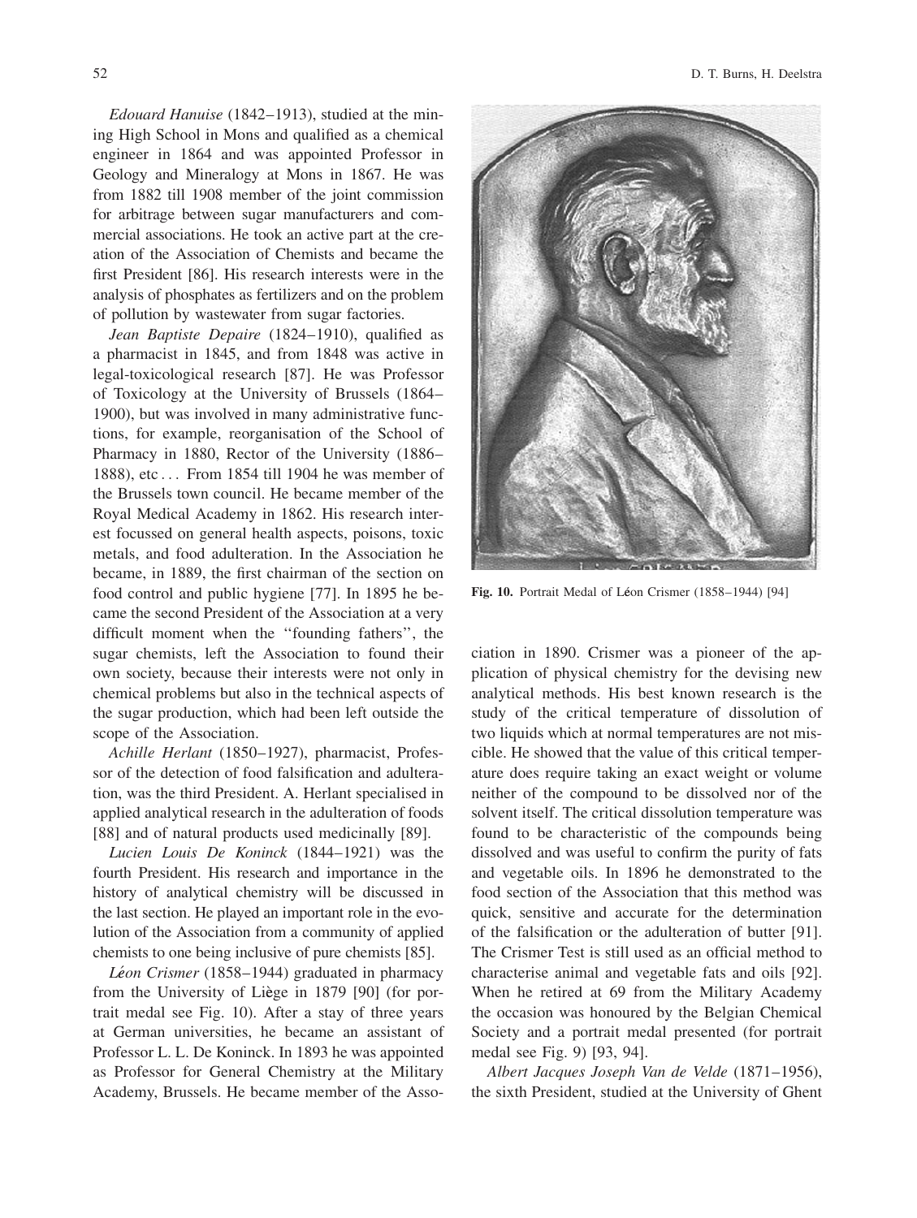*Edouard Hanuise* (1842–1913), studied at the mining High School in Mons and qualified as a chemical engineer in 1864 and was appointed Professor in Geology and Mineralogy at Mons in 1867. He was from 1882 till 1908 member of the joint commission for arbitrage between sugar manufacturers and commercial associations. He took an active part at the creation of the Association of Chemists and became the first President [86]. His research interests were in the analysis of phosphates as fertilizers and on the problem of pollution by wastewater from sugar factories.

*Jean Baptiste Depaire* (1824–1910), qualified as a pharmacist in 1845, and from 1848 was active in legal-toxicological research [87]. He was Professor of Toxicology at the University of Brussels (1864–1900), but was involved in many administrative functions, for example, reorganisation of the School of Pharmacy in 1880, Rector of the University (1886–1888), etc . . . From 1854 till 1904 he was member of the Brussels town council. He became member of the Royal Medical Academy in 1862. His research interest focussed on general health aspects, poisons, toxic metals, and food adulteration. In the Association he became, in 1889, the first chairman of the section on food control and public hygiene [77]. In 1895 he became the second President of the Association at a very difficult moment when the "founding fathers", the sugar chemists, left the Association to found their own society, because their interests were not only in chemical problems but also in the technical aspects of the sugar production, which had been left outside the scope of the Association.

*Achille Herlant* (1850–1927), pharmacist, Professor of the detection of food falsification and adulteration, was the third President. A. Herlant specialised in applied analytical research in the adulteration of foods [88] and of natural products used medicinally [89].

*Lucien Louis De Koninck* (1844–1921) was the fourth President. His research and importance in the history of analytical chemistry will be discussed in the last section. He played an important role in the evolution of the Association from a community of applied chemists to one being inclusive of pure chemists [85].

*Léon Crismer* (1858–1944) graduated in pharmacy from the University of Liège in 1879 [90] (for portrait medal see Fig. 10). After a stay of three years at German universities, he became an assistant of Professor L. L. De Koninck. In 1893 he was appointed as Professor for General Chemistry at the Military Academy, Brussels. He became member of the Association in 1890. Crismer was a pioneer of the application of physical chemistry for the devising new analytical methods. His best known research is the study of the critical temperature of dissolution of two liquids which at normal temperatures are not miscible. He showed that the value of this critical temperature does require taking an exact weight or volume neither of the compound to be dissolved nor of the solvent itself. The critical dissolution temperature was found to be characteristic of the compounds being dissolved and was useful to confirm the purity of fats and vegetable oils. In 1896 he demonstrated to the food section of the Association that this method was quick, sensitive and accurate for the determination of the falsification or the adulteration of butter [91]. The Crismer Test is still used as an official method to characterise animal and vegetable fats and oils [92]. When he retired at 69 from the Military Academy the occasion was honoured by the Belgian Chemical Society and a portrait medal presented (for portrait medal see Fig. 9) [93, 94].

**Fig. 10.** Portrait Medal of Léon Crismer (1858–1944) [94]

*Albert Jacques Joseph Van de Velde* (1871–1956), the sixth President, studied at the University of Ghent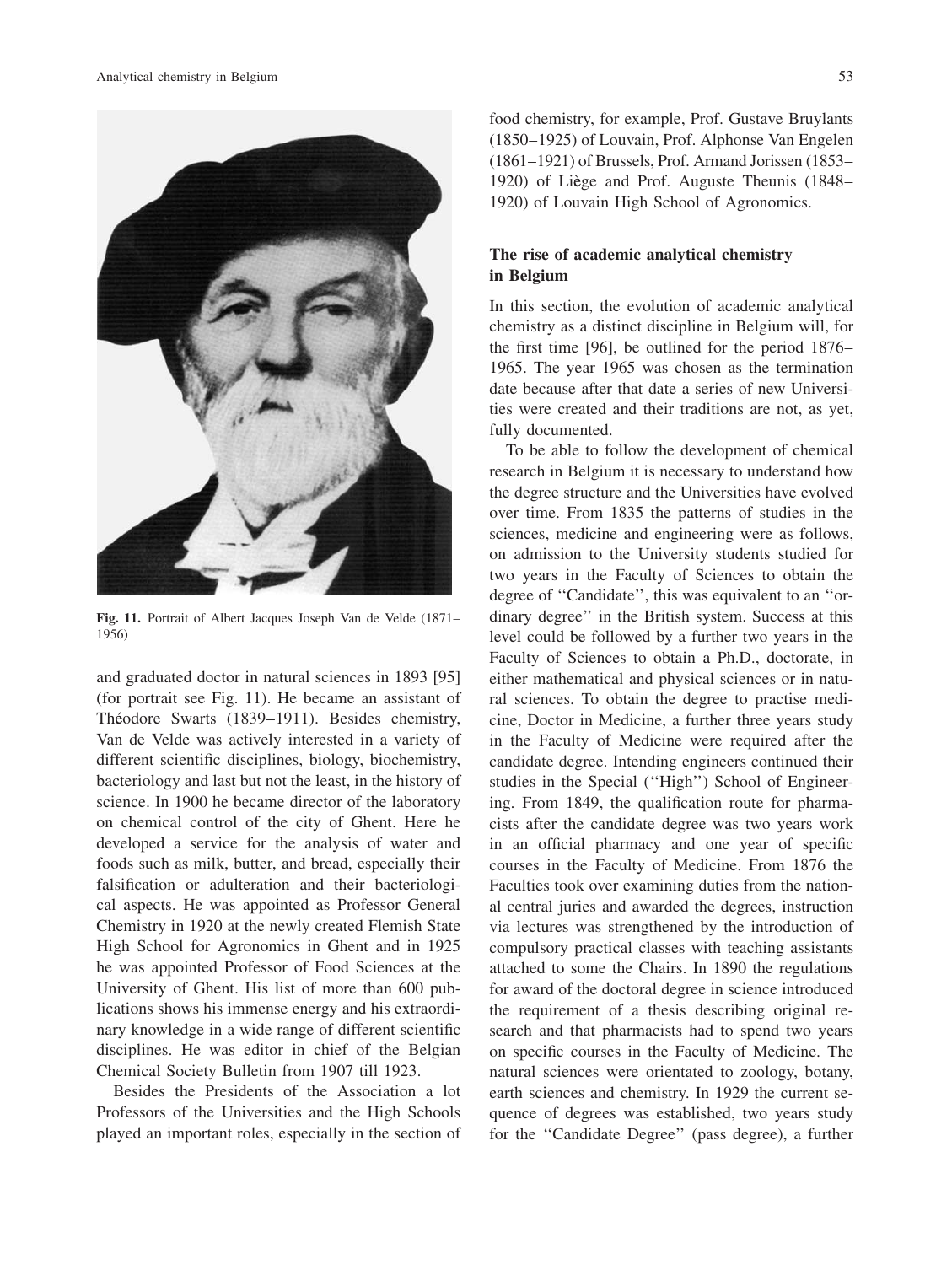**Fig. 11.** Portrait of Albert Jacques Joseph Van de Velde (1871–1956)

and graduated doctor in natural sciences in 1893 [95] (for portrait see Fig. 11). He became an assistant of Théodore Swarts (1839–1911). Besides chemistry, Van de Velde was actively interested in a variety of different scientific disciplines, biology, biochemistry, bacteriology and last but not the least, in the history of science. In 1900 he became director of the laboratory on chemical control of the city of Ghent. Here he developed a service for the analysis of water and foods such as milk, butter, and bread, especially their falsification or adulteration and their bacteriological aspects. He was appointed as Professor General Chemistry in 1920 at the newly created Flemish State High School for Agronomics in Ghent and in 1925 he was appointed Professor of Food Sciences at the University of Ghent. His list of more than 600 publications shows his immense energy and his extraordinary knowledge in a wide range of different scientific disciplines. He was editor in chief of the Belgian Chemical Society Bulletin from 1907 till 1923.

Besides the Presidents of the Association a lot Professors of the Universities and the High Schools played an important roles, especially in the section of food chemistry, for example, Prof. Gustave Bruylants (1850–1925) of Louvain, Prof. Alphonse Van Engelen (1861–1921) of Brussels, Prof. Armand Jorissen (1853–1920) of Liège and Prof. Auguste Theunis (1848–1920) of Louvain High School of Agronomics.

## The rise of academic analytical chemistry in Belgium

In this section, the evolution of academic analytical chemistry as a distinct discipline in Belgium will, for the first time [96], be outlined for the period 1876–1965. The year 1965 was chosen as the termination date because after that date a series of new Universities were created and their traditions are not, as yet, fully documented.

To be able to follow the development of chemical research in Belgium it is necessary to understand how the degree structure and the Universities have evolved over time. From 1835 the patterns of studies in the sciences, medicine and engineering were as follows, on admission to the University students studied for two years in the Faculty of Sciences to obtain the degree of ''Candidate'', this was equivalent to an ''ordinary degree'' in the British system. Success at this level could be followed by a further two years in the Faculty of Sciences to obtain a Ph.D., doctorate, in either mathematical and physical sciences or in natural sciences. To obtain the degree to practise medicine, Doctor in Medicine, a further three years study in the Faculty of Medicine were required after the candidate degree. Intending engineers continued their studies in the Special (''High'') School of Engineering. From 1849, the qualification route for pharmacists after the candidate degree was two years work in an official pharmacy and one year of specific courses in the Faculty of Medicine. From 1876 the Faculties took over examining duties from the national central juries and awarded the degrees, instruction via lectures was strengthened by the introduction of compulsory practical classes with teaching assistants attached to some the Chairs. In 1890 the regulations for award of the doctoral degree in science introduced the requirement of a thesis describing original research and that pharmacists had to spend two years on specific courses in the Faculty of Medicine. The natural sciences were orientated to zoology, botany, earth sciences and chemistry. In 1929 the current sequence of degrees was established, two years study for the ''Candidate Degree'' (pass degree), a further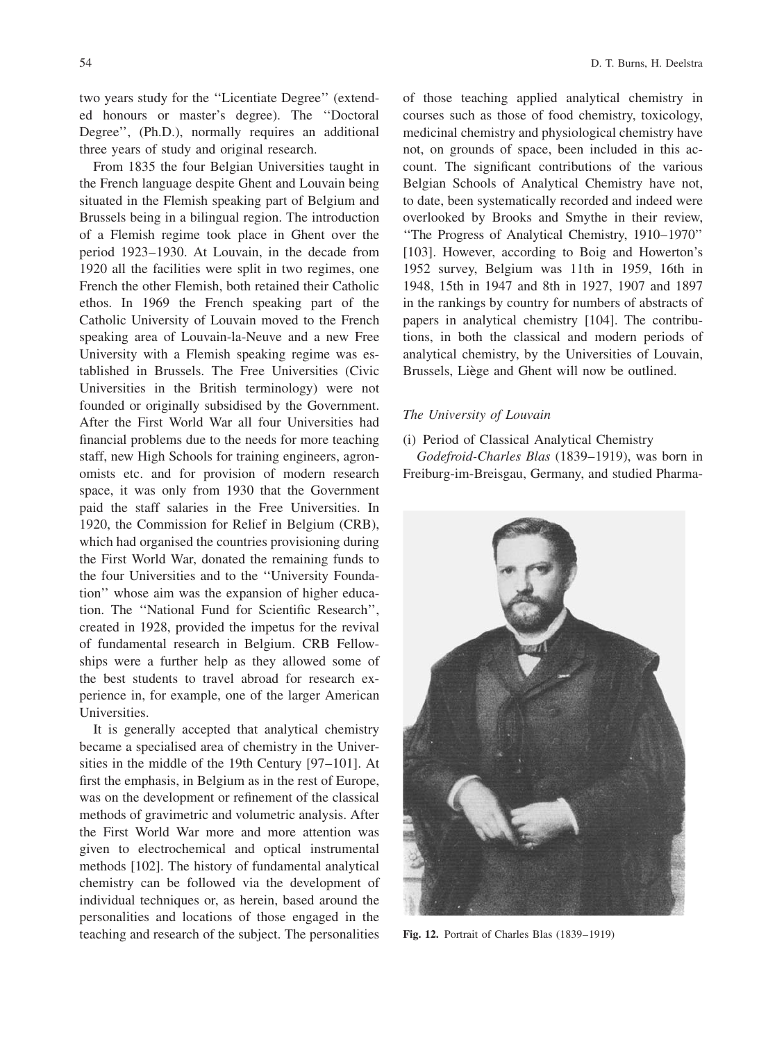two years study for the ''Licentiate Degree'' (extended honours or master's degree). The ''Doctoral Degree'', (Ph.D.), normally requires an additional three years of study and original research.

From 1835 the four Belgian Universities taught in the French language despite Ghent and Louvain being situated in the Flemish speaking part of Belgium and Brussels being in a bilingual region. The introduction of a Flemish regime took place in Ghent over the period 1923–1930. At Louvain, in the decade from 1920 all the facilities were split in two regimes, one French the other Flemish, both retained their Catholic ethos. In 1969 the French speaking part of the Catholic University of Louvain moved to the French speaking area of Louvain-la-Neuve and a new Free University with a Flemish speaking regime was established in Brussels. The Free Universities (Civic Universities in the British terminology) were not founded or originally subsidised by the Government. After the First World War all four Universities had financial problems due to the needs for more teaching staff, new High Schools for training engineers, agronomists etc. and for provision of modern research space, it was only from 1930 that the Government paid the staff salaries in the Free Universities. In 1920, the Commission for Relief in Belgium (CRB), which had organised the countries provisioning during the First World War, donated the remaining funds to the four Universities and to the ''University Foundation'' whose aim was the expansion of higher education. The ''National Fund for Scientific Research'', created in 1928, provided the impetus for the revival of fundamental research in Belgium. CRB Fellowships were a further help as they allowed some of the best students to travel abroad for research experience in, for example, one of the larger American Universities.

It is generally accepted that analytical chemistry became a specialised area of chemistry in the Universities in the middle of the 19th Century [97–101]. At first the emphasis, in Belgium as in the rest of Europe, was on the development or refinement of the classical methods of gravimetric and volumetric analysis. After the First World War more and more attention was given to electrochemical and optical instrumental methods [102]. The history of fundamental analytical chemistry can be followed via the development of individual techniques or, as herein, based around the personalities and locations of those engaged in the teaching and research of the subject. The personalities of those teaching applied analytical chemistry in courses such as those of food chemistry, toxicology, medicinal chemistry and physiological chemistry have not, on grounds of space, been included in this account. The significant contributions of the various Belgian Schools of Analytical Chemistry have not, to date, been systematically recorded and indeed were overlooked by Brooks and Smythe in their review, ''The Progress of Analytical Chemistry, 1910–1970'' [103]. However, according to Boig and Howerton's 1952 survey, Belgium was 11th in 1959, 16th in 1948, 15th in 1947 and 8th in 1927, 1907 and 1897 in the rankings by country for numbers of abstracts of papers in analytical chemistry [104]. The contributions, in both the classical and modern periods of analytical chemistry, by the Universities of Louvain, Brussels, Liège and Ghent will now be outlined.

### *The University of Louvain*

(i) Period of Classical Analytical Chemistry

*Godefroid-Charles Blas* (1839–1919), was born in Freiburg-im-Breisgau, Germany, and studied Pharma-

**Fig. 12.** Portrait of Charles Blas (1839–1919)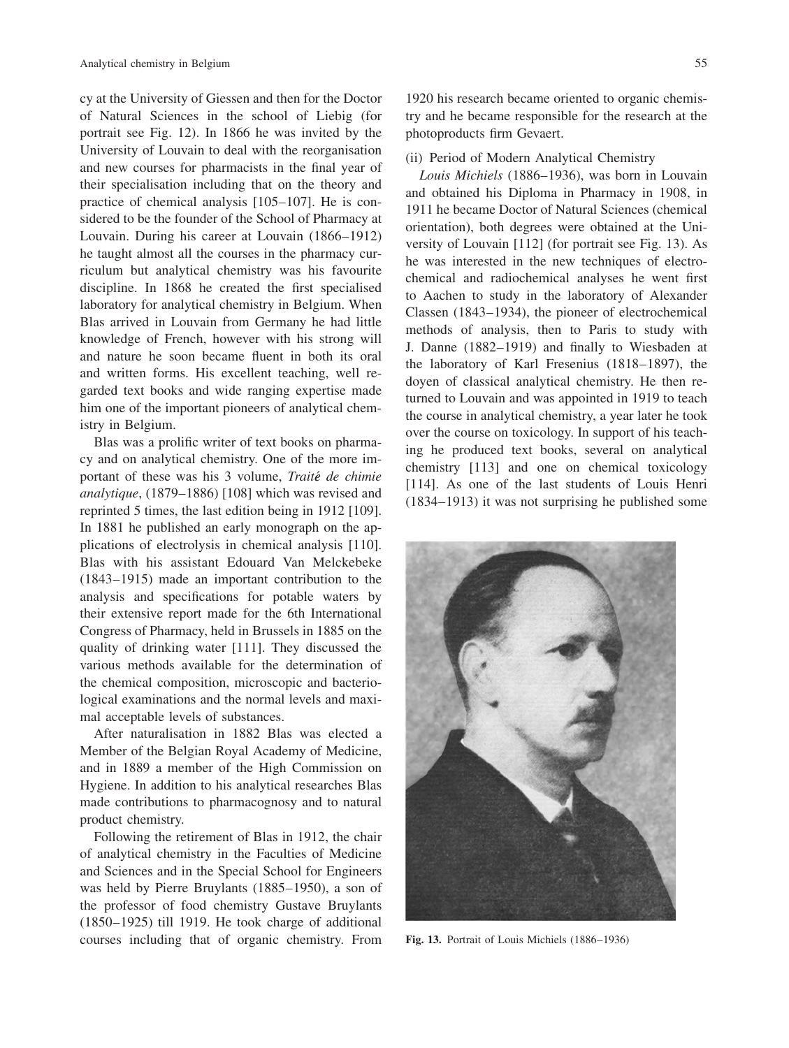cy at the University of Giessen and then for the Doctor of Natural Sciences in the school of Liebig (for portrait see Fig. 12). In 1866 he was invited by the University of Louvain to deal with the reorganisation and new courses for pharmacists in the final year of their specialisation including that on the theory and practice of chemical analysis [105–107]. He is considered to be the founder of the School of Pharmacy at Louvain. During his career at Louvain (1866–1912) he taught almost all the courses in the pharmacy curriculum but analytical chemistry was his favourite discipline. In 1868 he created the first specialised laboratory for analytical chemistry in Belgium. When Blas arrived in Louvain from Germany he had little knowledge of French, however with his strong will and nature he soon became fluent in both its oral and written forms. His excellent teaching, well regarded text books and wide ranging expertise made him one of the important pioneers of analytical chemistry in Belgium.

Blas was a prolific writer of text books on pharmacy and on analytical chemistry. One of the more important of these was his 3 volume, *Traité de chimie analytique*, (1879–1886) [108] which was revised and reprinted 5 times, the last edition being in 1912 [109]. In 1881 he published an early monograph on the applications of electrolysis in chemical analysis [110]. Blas with his assistant Edouard Van Melckebeke (1843–1915) made an important contribution to the analysis and specifications for potable waters by their extensive report made for the 6th International Congress of Pharmacy, held in Brussels in 1885 on the quality of drinking water [111]. They discussed the various methods available for the determination of the chemical composition, microscopic and bacteriological examinations and the normal levels and maximal acceptable levels of substances.

After naturalisation in 1882 Blas was elected a Member of the Belgian Royal Academy of Medicine, and in 1889 a member of the High Commission on Hygiene. In addition to his analytical researches Blas made contributions to pharmacognosy and to natural product chemistry.

Following the retirement of Blas in 1912, the chair of analytical chemistry in the Faculties of Medicine and Sciences and in the Special School for Engineers was held by Pierre Bruylants (1885–1950), a son of the professor of food chemistry Gustave Bruylants (1850–1925) till 1919. He took charge of additional courses including that of organic chemistry. From 1920 his research became oriented to organic chemistry and he became responsible for the research at the photoproducts firm Gevaert.

(ii) Period of Modern Analytical Chemistry

*Louis Michiels* (1886–1936), was born in Louvain and obtained his Diploma in Pharmacy in 1908, in 1911 he became Doctor of Natural Sciences (chemical orientation), both degrees were obtained at the University of Louvain [112] (for portrait see Fig. 13). As he was interested in the new techniques of electrochemical and radiochemical analyses he went first to Aachen to study in the laboratory of Alexander Classen (1843–1934), the pioneer of electrochemical methods of analysis, then to Paris to study with J. Danne (1882–1919) and finally to Wiesbaden at the laboratory of Karl Fresenius (1818–1897), the doyen of classical analytical chemistry. He then returned to Louvain and was appointed in 1919 to teach the course in analytical chemistry, a year later he took over the course on toxicology. In support of his teaching he produced text books, several on analytical chemistry [113] and one on chemical toxicology [114]. As one of the last students of Louis Henri (1834–1913) it was not surprising he published some

**Fig. 13.** Portrait of Louis Michiels (1886–1936)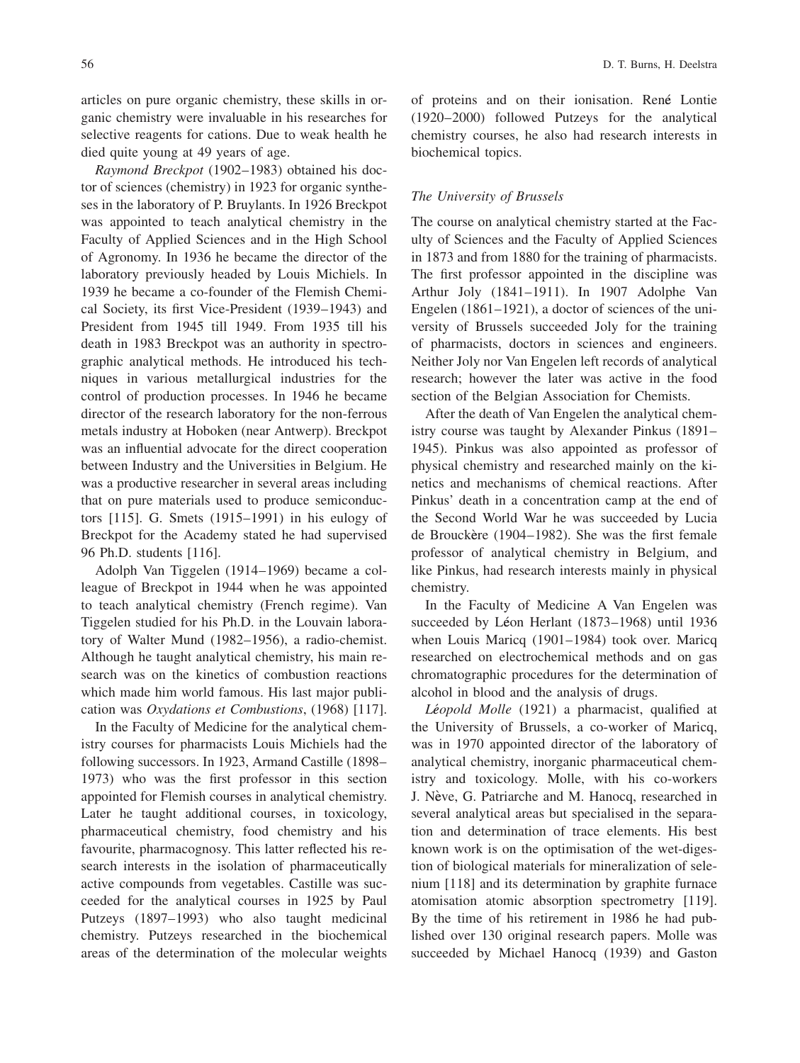articles on pure organic chemistry, these skills in organic chemistry were invaluable in his researches for selective reagents for cations. Due to weak health he died quite young at 49 years of age.

*Raymond Breckpot* (1902–1983) obtained his doctor of sciences (chemistry) in 1923 for organic syntheses in the laboratory of P. Bruylants. In 1926 Breckpot was appointed to teach analytical chemistry in the Faculty of Applied Sciences and in the High School of Agronomy. In 1936 he became the director of the laboratory previously headed by Louis Michiels. In 1939 he became a co-founder of the Flemish Chemical Society, its first Vice-President (1939–1943) and President from 1945 till 1949. From 1935 till his death in 1983 Breckpot was an authority in spectrographic analytical methods. He introduced his techniques in various metallurgical industries for the control of production processes. In 1946 he became director of the research laboratory for the non-ferrous metals industry at Hoboken (near Antwerp). Breckpot was an influential advocate for the direct cooperation between Industry and the Universities in Belgium. He was a productive researcher in several areas including that on pure materials used to produce semiconductors [115]. G. Smets (1915–1991) in his eulogy of Breckpot for the Academy stated he had supervised 96 Ph.D. students [116].

Adolph Van Tiggelen (1914–1969) became a colleague of Breckpot in 1944 when he was appointed to teach analytical chemistry (French regime). Van Tiggelen studied for his Ph.D. in the Louvain laboratory of Walter Mund (1982–1956), a radio-chemist. Although he taught analytical chemistry, his main research was on the kinetics of combustion reactions which made him world famous. His last major publication was *Oxydations et Combustions*, (1968) [117].

In the Faculty of Medicine for the analytical chemistry courses for pharmacists Louis Michiels had the following successors. In 1923, Armand Castille (1898–1973) who was the first professor in this section appointed for Flemish courses in analytical chemistry. Later he taught additional courses, in toxicology, pharmaceutical chemistry, food chemistry and his favourite, pharmacognosy. This latter reflected his research interests in the isolation of pharmaceutically active compounds from vegetables. Castille was succeeded for the analytical courses in 1925 by Paul Putzeys (1897–1993) who also taught medicinal chemistry. Putzeys researched in the biochemical areas of the determination of the molecular weights of proteins and on their ionisation. René Lontie (1920–2000) followed Putzeys for the analytical chemistry courses, he also had research interests in biochemical topics.

### *The University of Brussels*

The course on analytical chemistry started at the Faculty of Sciences and the Faculty of Applied Sciences in 1873 and from 1880 for the training of pharmacists. The first professor appointed in the discipline was Arthur Joly (1841–1911). In 1907 Adolphe Van Engelen (1861–1921), a doctor of sciences of the university of Brussels succeeded Joly for the training of pharmacists, doctors in sciences and engineers. Neither Joly nor Van Engelen left records of analytical research; however the later was active in the food section of the Belgian Association for Chemists.

After the death of Van Engelen the analytical chemistry course was taught by Alexander Pinkus (1891–1945). Pinkus was also appointed as professor of physical chemistry and researched mainly on the kinetics and mechanisms of chemical reactions. After Pinkus' death in a concentration camp at the end of the Second World War he was succeeded by Lucia de Brouckère (1904–1982). She was the first female professor of analytical chemistry in Belgium, and like Pinkus, had research interests mainly in physical chemistry.

In the Faculty of Medicine A Van Engelen was succeeded by Léon Herlant (1873–1968) until 1936 when Louis Maricq (1901–1984) took over. Maricq researched on electrochemical methods and on gas chromatographic procedures for the determination of alcohol in blood and the analysis of drugs.

*Léopold Molle* (1921) a pharmacist, qualified at the University of Brussels, a co-worker of Maricq, was in 1970 appointed director of the laboratory of analytical chemistry, inorganic pharmaceutical chemistry and toxicology. Molle, with his co-workers J. Nève, G. Patriarche and M. Hanocq, researched in several analytical areas but specialised in the separation and determination of trace elements. His best known work is on the optimisation of the wet-digestion of biological materials for mineralization of selenium [118] and its determination by graphite furnace atomisation atomic absorption spectrometry [119]. By the time of his retirement in 1986 he had published over 130 original research papers. Molle was succeeded by Michael Hanocq (1939) and Gaston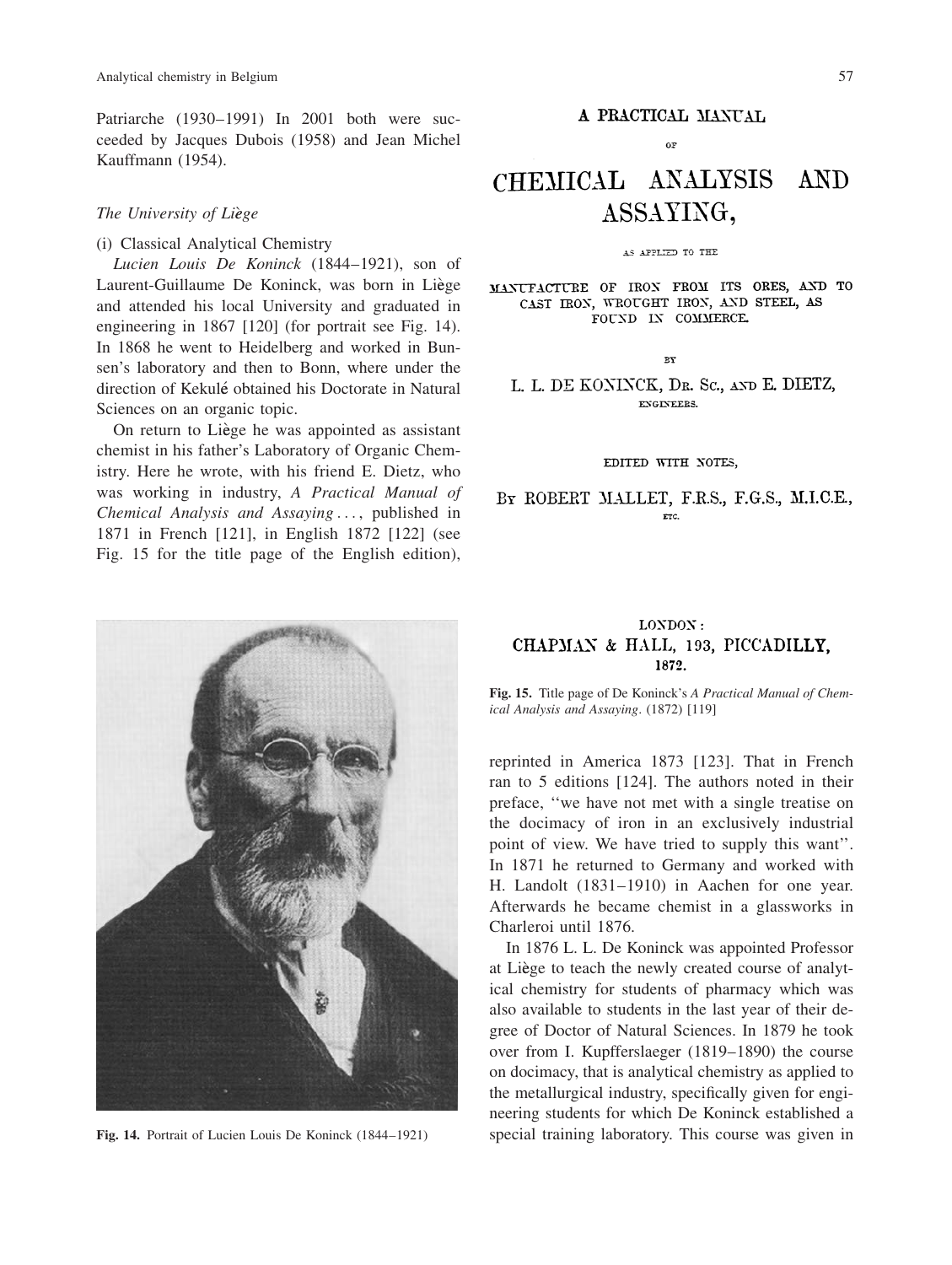Patriarche (1930–1991) In 2001 both were succeeded by Jacques Dubois (1958) and Jean Michel Kauffmann (1954).

### *The University of Liège*

(i) Classical Analytical Chemistry

*Lucien Louis De Koninck* (1844–1921), son of Laurent-Guillaume De Koninck, was born in Liège and attended his local University and graduated in engineering in 1867 [120] (for portrait see Fig. 14). In 1868 he went to Heidelberg and worked in Bunsen's laboratory and then to Bonn, where under the direction of Kekulé obtained his Doctorate in Natural Sciences on an organic topic.

On return to Liège he was appointed as assistant chemist in his father's Laboratory of Organic Chemistry. Here he wrote, with his friend E. Dietz, who was working in industry, *A Practical Manual of Chemical Analysis and Assaying* . . . , published in 1871 in French [121], in English 1872 [122] (see Fig. 15 for the title page of the English edition), reprinted in America 1873 [123]. That in French ran to 5 editions [124]. The authors noted in their preface, "we have not met with a single treatise on the docimacy of iron in an exclusively industrial point of view. We have tried to supply this want". In 1871 he returned to Germany and worked with H. Landolt (1831–1910) in Aachen for one year. Afterwards he became chemist in a glassworks in Charleroi until 1876.

In 1876 L. L. De Koninck was appointed Professor at Liège to teach the newly created course of analytical chemistry for students of pharmacy which was also available to students in the last year of their degree of Doctor of Natural Sciences. In 1879 he took over from I. Kupfferslaeger (1819–1890) the course on docimacy, that is analytical chemistry as applied to the metallurgical industry, specifically given for engineering students for which De Koninck established a special training laboratory. This course was given in

A PRACTICAL MANUAL

OF

CHEMICAL ANALYSIS AND ASSAYING,

AS APPLIED TO THE

MANUFACTURE OF IRON FROM ITS ORES, AND TO CAST IRON, WROUGHT IRON, AND STEEL, AS FOUND IN COMMERCE.

BY

L. L. DE KONINCK, DR. SC., AND E. DIETZ, ENGINEERS.

EDITED WITH NOTES,

BY ROBERT MALLET, F.R.S., F.G.S., M.I.C.E., ETC.

LONDON:
CHAPMAN & HALL, 193, PICCADILLY,
1872.

**Fig. 15.** Title page of De Koninck's *A Practical Manual of Chemical Analysis and Assaying*. (1872) [119]

**Fig. 14.** Portrait of Lucien Louis De Koninck (1844–1921)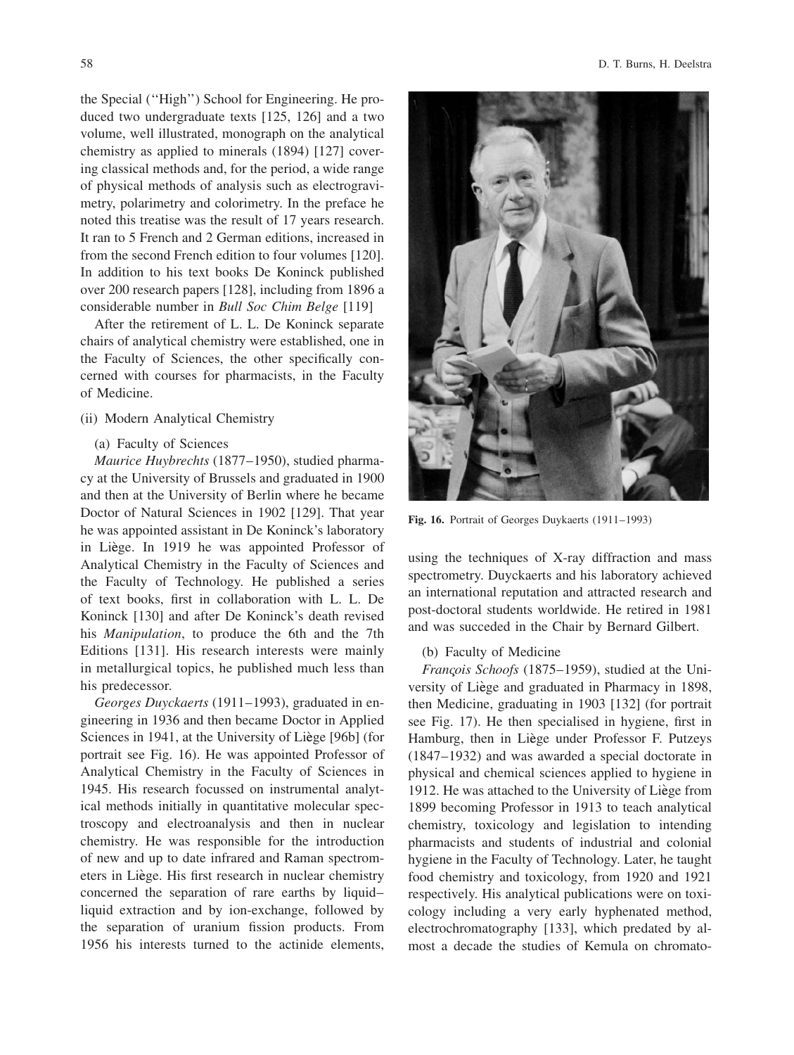the Special ("High") School for Engineering. He produced two undergraduate texts [125, 126] and a two volume, well illustrated, monograph on the analytical chemistry as applied to minerals (1894) [127] covering classical methods and, for the period, a wide range of physical methods of analysis such as electrogravimetry, polarimetry and colorimetry. In the preface he noted this treatise was the result of 17 years research. It ran to 5 French and 2 German editions, increased in from the second French edition to four volumes [120]. In addition to his text books De Koninck published over 200 research papers [128], including from 1896 a considerable number in *Bull Soc Chim Belge* [119]

After the retirement of L. L. De Koninck separate chairs of analytical chemistry were established, one in the Faculty of Sciences, the other specifically concerned with courses for pharmacists, in the Faculty of Medicine.

(ii) Modern Analytical Chemistry

(a) Faculty of Sciences

*Maurice Huybrechts* (1877–1950), studied pharmacy at the University of Brussels and graduated in 1900 and then at the University of Berlin where he became Doctor of Natural Sciences in 1902 [129]. That year he was appointed assistant in De Koninck's laboratory in Liège. In 1919 he was appointed Professor of Analytical Chemistry in the Faculty of Sciences and the Faculty of Technology. He published a series of text books, first in collaboration with L. L. De Koninck [130] and after De Koninck's death revised his *Manipulation*, to produce the 6th and the 7th Editions [131]. His research interests were mainly in metallurgical topics, he published much less than his predecessor.

*Georges Duyckaerts* (1911–1993), graduated in engineering in 1936 and then became Doctor in Applied Sciences in 1941, at the University of Liège [96b] (for portrait see Fig. 16). He was appointed Professor of Analytical Chemistry in the Faculty of Sciences in 1945. His research focussed on instrumental analytical methods initially in quantitative molecular spectroscopy and electroanalysis and then in nuclear chemistry. He was responsible for the introduction of new and up to date infrared and Raman spectrometers in Liège. His first research in nuclear chemistry concerned the separation of rare earths by liquid–liquid extraction and by ion-exchange, followed by the separation of uranium fission products. From 1956 his interests turned to the actinide elements, using the techniques of X-ray diffraction and mass spectrometry. Duyckaerts and his laboratory achieved an international reputation and attracted research and post-doctoral students worldwide. He retired in 1981 and was succeded in the Chair by Bernard Gilbert.

**Fig. 16.** Portrait of Georges Duykaerts (1911–1993)

(b) Faculty of Medicine

*François Schoofs* (1875–1959), studied at the University of Liège and graduated in Pharmacy in 1898, then Medicine, graduating in 1903 [132] (for portrait see Fig. 17). He then specialised in hygiene, first in Hamburg, then in Liège under Professor F. Putzeys (1847–1932) and was awarded a special doctorate in physical and chemical sciences applied to hygiene in 1912. He was attached to the University of Liège from 1899 becoming Professor in 1913 to teach analytical chemistry, toxicology and legislation to intending pharmacists and students of industrial and colonial hygiene in the Faculty of Technology. Later, he taught food chemistry and toxicology, from 1920 and 1921 respectively. His analytical publications were on toxicology including a very early hyphenated method, electrochromatography [133], which predated by almost a decade the studies of Kemula on chromato-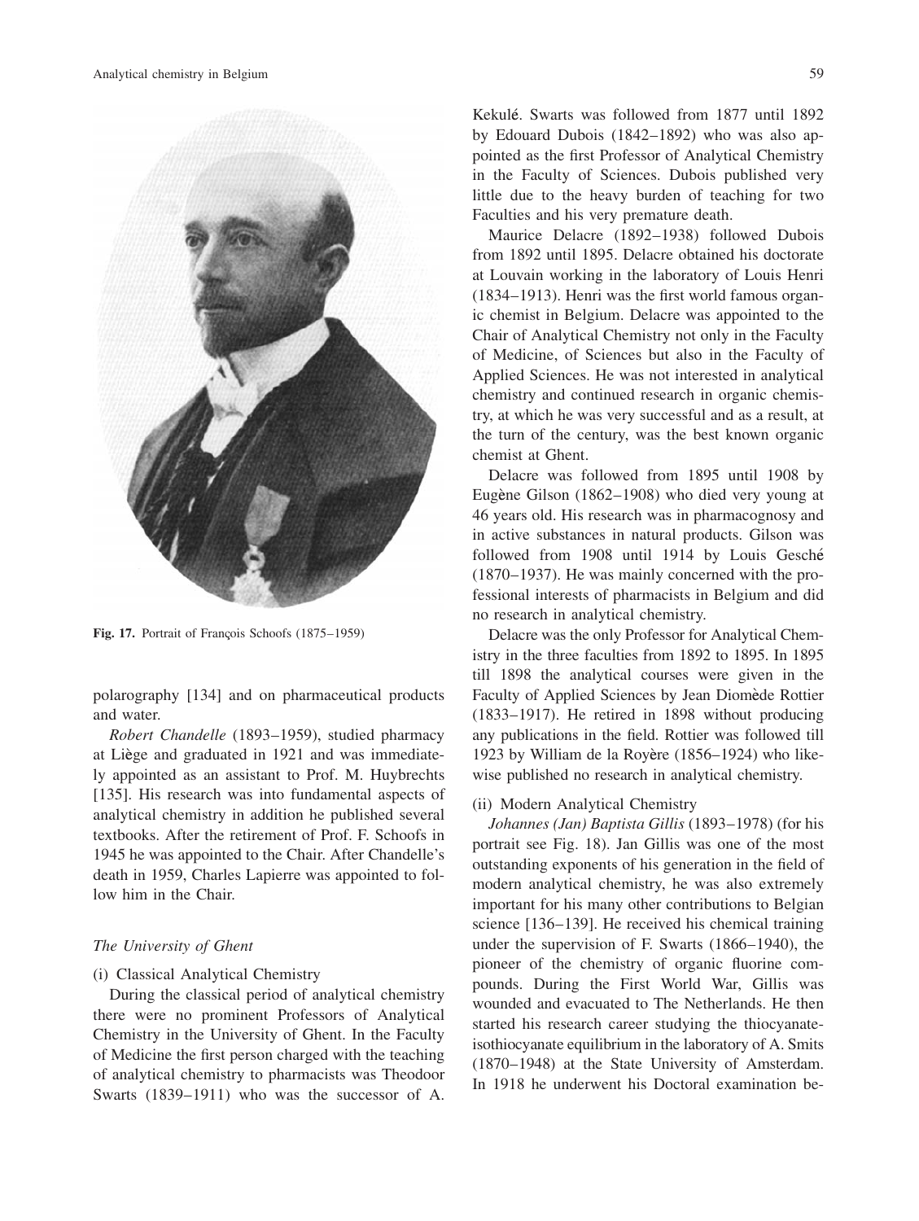Fig. 17. Portrait of François Schoofs (1875–1959)

polarography [134] and on pharmaceutical products and water.

*Robert Chandelle* (1893–1959), studied pharmacy at Liège and graduated in 1921 and was immediately appointed as an assistant to Prof. M. Huybrechts [135]. His research was into fundamental aspects of analytical chemistry in addition he published several textbooks. After the retirement of Prof. F. Schoofs in 1945 he was appointed to the Chair. After Chandelle's death in 1959, Charles Lapierre was appointed to follow him in the Chair.

### *The University of Ghent*

(i) Classical Analytical Chemistry

During the classical period of analytical chemistry there were no prominent Professors of Analytical Chemistry in the University of Ghent. In the Faculty of Medicine the first person charged with the teaching of analytical chemistry to pharmacists was Theodoor Swarts (1839–1911) who was the successor of A. Kekulé. Swarts was followed from 1877 until 1892 by Edouard Dubois (1842–1892) who was also appointed as the first Professor of Analytical Chemistry in the Faculty of Sciences. Dubois published very little due to the heavy burden of teaching for two Faculties and his very premature death.

Maurice Delacre (1892–1938) followed Dubois from 1892 until 1895. Delacre obtained his doctorate at Louvain working in the laboratory of Louis Henri (1834–1913). Henri was the first world famous organic chemist in Belgium. Delacre was appointed to the Chair of Analytical Chemistry not only in the Faculty of Medicine, of Sciences but also in the Faculty of Applied Sciences. He was not interested in analytical chemistry and continued research in organic chemistry, at which he was very successful and as a result, at the turn of the century, was the best known organic chemist at Ghent.

Delacre was followed from 1895 until 1908 by Eugène Gilson (1862–1908) who died very young at 46 years old. His research was in pharmacognosy and in active substances in natural products. Gilson was followed from 1908 until 1914 by Louis Gesché (1870–1937). He was mainly concerned with the professional interests of pharmacists in Belgium and did no research in analytical chemistry.

Delacre was the only Professor for Analytical Chemistry in the three faculties from 1892 to 1895. In 1895 till 1898 the analytical courses were given in the Faculty of Applied Sciences by Jean Diomède Rottier (1833–1917). He retired in 1898 without producing any publications in the field. Rottier was followed till 1923 by William de la Royère (1856–1924) who likewise published no research in analytical chemistry.

(ii) Modern Analytical Chemistry

*Johannes (Jan) Baptista Gillis* (1893–1978) (for his portrait see Fig. 18). Jan Gillis was one of the most outstanding exponents of his generation in the field of modern analytical chemistry, he was also extremely important for his many other contributions to Belgian science [136–139]. He received his chemical training under the supervision of F. Swarts (1866–1940), the pioneer of the chemistry of organic fluorine compounds. During the First World War, Gillis was wounded and evacuated to The Netherlands. He then started his research career studying the thiocyanate-isothiocyanate equilibrium in the laboratory of A. Smits (1870–1948) at the State University of Amsterdam. In 1918 he underwent his Doctoral examination be-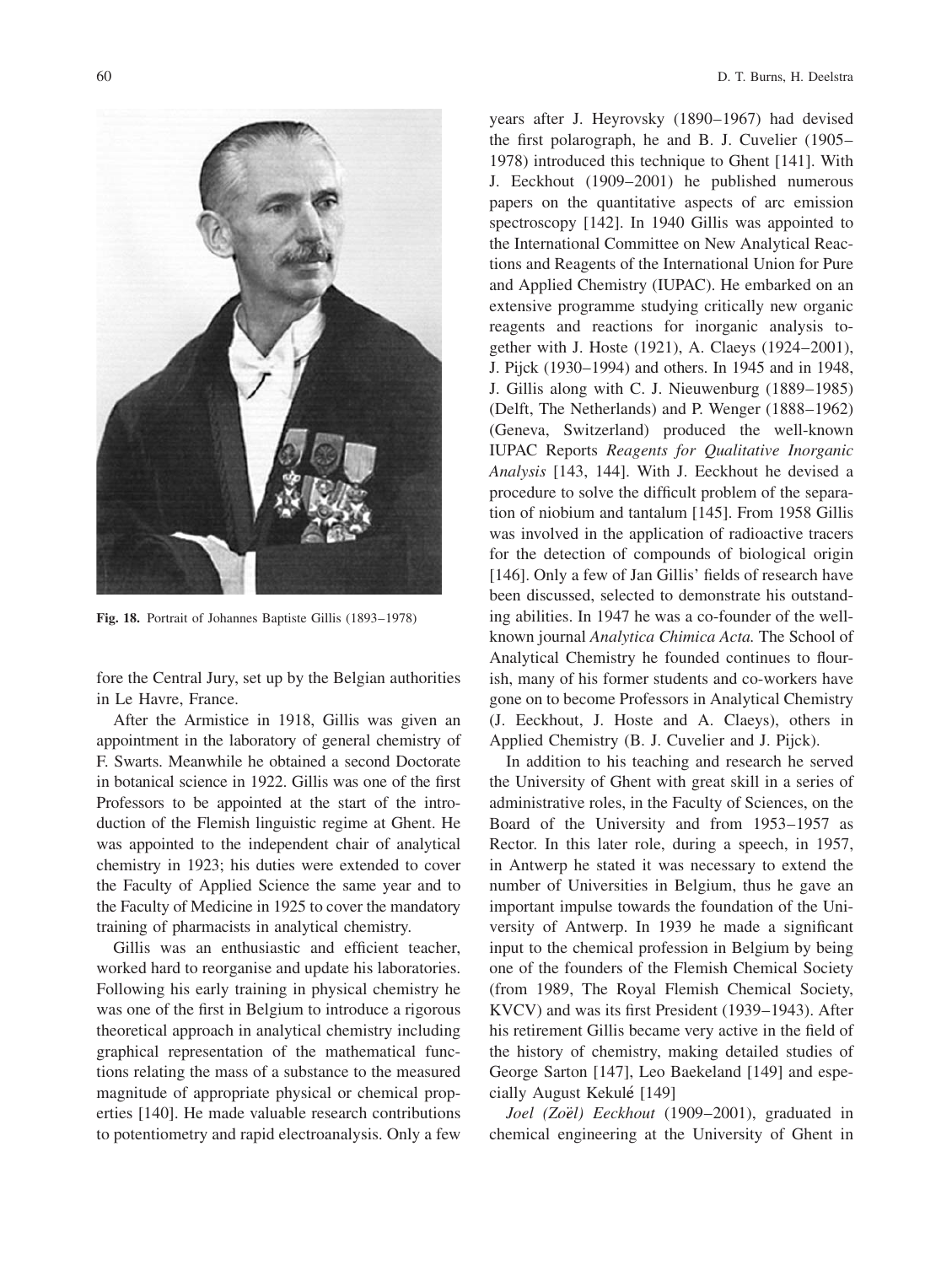**Fig. 18.** Portrait of Johannes Baptiste Gillis (1893–1978)

fore the Central Jury, set up by the Belgian authorities in Le Havre, France.

After the Armistice in 1918, Gillis was given an appointment in the laboratory of general chemistry of F. Swarts. Meanwhile he obtained a second Doctorate in botanical science in 1922. Gillis was one of the first Professors to be appointed at the start of the introduction of the Flemish linguistic regime at Ghent. He was appointed to the independent chair of analytical chemistry in 1923; his duties were extended to cover the Faculty of Applied Science the same year and to the Faculty of Medicine in 1925 to cover the mandatory training of pharmacists in analytical chemistry.

Gillis was an enthusiastic and efficient teacher, worked hard to reorganise and update his laboratories. Following his early training in physical chemistry he was one of the first in Belgium to introduce a rigorous theoretical approach in analytical chemistry including graphical representation of the mathematical functions relating the mass of a substance to the measured magnitude of appropriate physical or chemical properties [140]. He made valuable research contributions to potentiometry and rapid electroanalysis. Only a few years after J. Heyrovsky (1890–1967) had devised the first polarograph, he and B. J. Cuvelier (1905–1978) introduced this technique to Ghent [141]. With J. Eeckhout (1909–2001) he published numerous papers on the quantitative aspects of arc emission spectroscopy [142]. In 1940 Gillis was appointed to the International Committee on New Analytical Reactions and Reagents of the International Union for Pure and Applied Chemistry (IUPAC). He embarked on an extensive programme studying critically new organic reagents and reactions for inorganic analysis together with J. Hoste (1921), A. Claeys (1924–2001), J. Pijck (1930–1994) and others. In 1945 and in 1948, J. Gillis along with C. J. Nieuwenburg (1889–1985) (Delft, The Netherlands) and P. Wenger (1888–1962) (Geneva, Switzerland) produced the well-known IUPAC Reports *Reagents for Qualitative Inorganic Analysis* [143, 144]. With J. Eeckhout he devised a procedure to solve the difficult problem of the separation of niobium and tantalum [145]. From 1958 Gillis was involved in the application of radioactive tracers for the detection of compounds of biological origin [146]. Only a few of Jan Gillis' fields of research have been discussed, selected to demonstrate his outstanding abilities. In 1947 he was a co-founder of the well-known journal *Analytica Chimica Acta.* The School of Analytical Chemistry he founded continues to flourish, many of his former students and co-workers have gone on to become Professors in Analytical Chemistry (J. Eeckhout, J. Hoste and A. Claeys), others in Applied Chemistry (B. J. Cuvelier and J. Pijck).

In addition to his teaching and research he served the University of Ghent with great skill in a series of administrative roles, in the Faculty of Sciences, on the Board of the University and from 1953–1957 as Rector. In this later role, during a speech, in 1957, in Antwerp he stated it was necessary to extend the number of Universities in Belgium, thus he gave an important impulse towards the foundation of the University of Antwerp. In 1939 he made a significant input to the chemical profession in Belgium by being one of the founders of the Flemish Chemical Society (from 1989, The Royal Flemish Chemical Society, KVCV) and was its first President (1939–1943). After his retirement Gillis became very active in the field of the history of chemistry, making detailed studies of George Sarton [147], Leo Baekeland [149] and especially August Kekulé [149]

*Joel (Zoël) Eeckhout* (1909–2001), graduated in chemical engineering at the University of Ghent in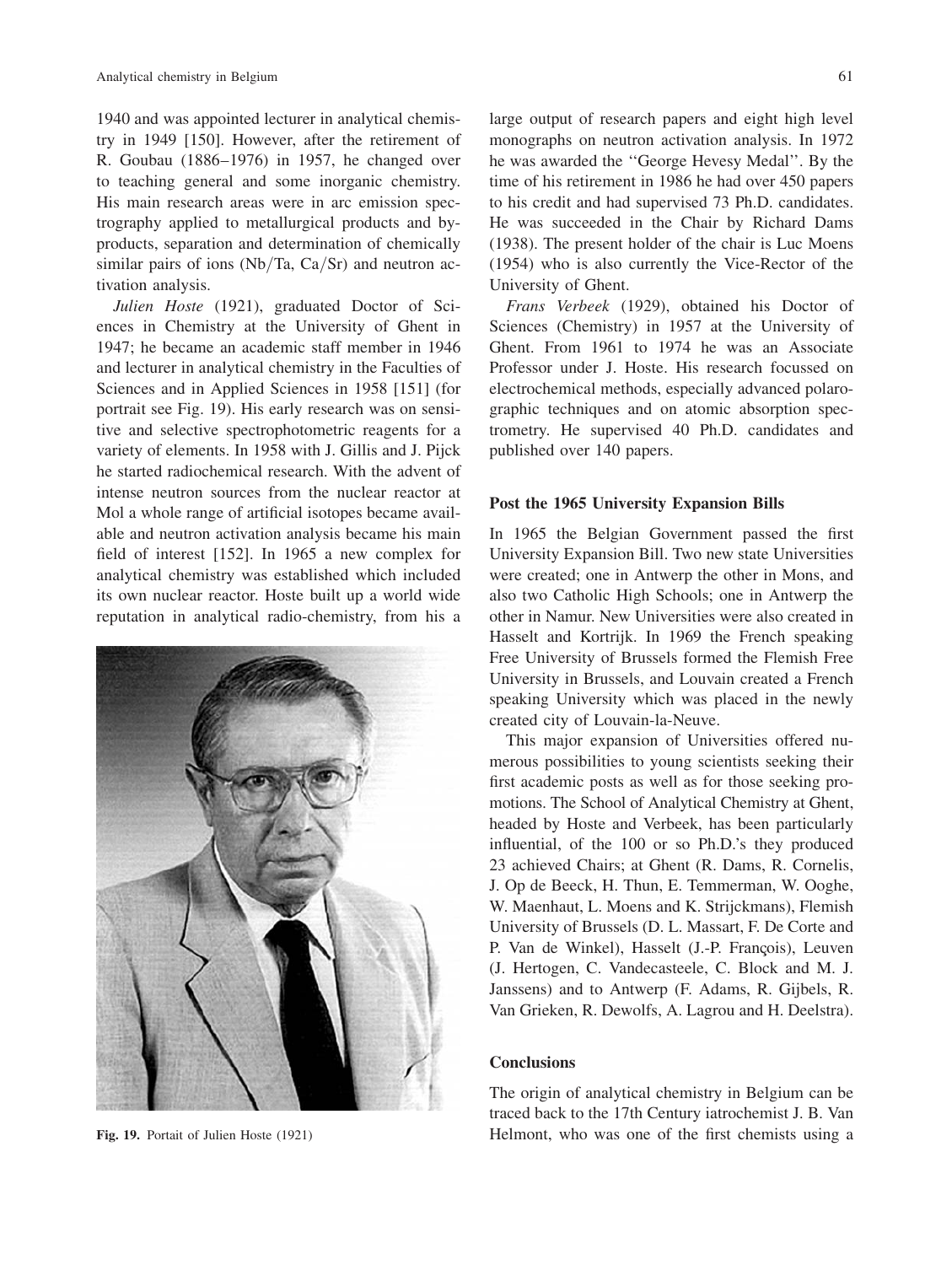1940 and was appointed lecturer in analytical chemistry in 1949 [150]. However, after the retirement of R. Goubau (1886–1976) in 1957, he changed over to teaching general and some inorganic chemistry. His main research areas were in arc emission spectrography applied to metallurgical products and by-products, separation and determination of chemically similar pairs of ions (Nb/Ta, Ca/Sr) and neutron activation analysis.

*Julien Hoste* (1921), graduated Doctor of Sciences in Chemistry at the University of Ghent in 1947; he became an academic staff member in 1946 and lecturer in analytical chemistry in the Faculties of Sciences and in Applied Sciences in 1958 [151] (for portrait see Fig. 19). His early research was on sensitive and selective spectrophotometric reagents for a variety of elements. In 1958 with J. Gillis and J. Pijck he started radiochemical research. With the advent of intense neutron sources from the nuclear reactor at Mol a whole range of artificial isotopes became available and neutron activation analysis became his main field of interest [152]. In 1965 a new complex for analytical chemistry was established which included its own nuclear reactor. Hoste built up a world wide reputation in analytical radio-chemistry, from his a large output of research papers and eight high level monographs on neutron activation analysis. In 1972 he was awarded the "George Hevesy Medal". By the time of his retirement in 1986 he had over 450 papers to his credit and had supervised 73 Ph.D. candidates. He was succeeded in the Chair by Richard Dams (1938). The present holder of the chair is Luc Moens (1954) who is also currently the Vice-Rector of the University of Ghent.

**Fig. 19.** Portait of Julien Hoste (1921)

*Frans Verbeek* (1929), obtained his Doctor of Sciences (Chemistry) in 1957 at the University of Ghent. From 1961 to 1974 he was an Associate Professor under J. Hoste. His research focussed on electrochemical methods, especially advanced polarographic techniques and on atomic absorption spectrometry. He supervised 40 Ph.D. candidates and published over 140 papers.

## Post the 1965 University Expansion Bills

In 1965 the Belgian Government passed the first University Expansion Bill. Two new state Universities were created; one in Antwerp the other in Mons, and also two Catholic High Schools; one in Antwerp the other in Namur. New Universities were also created in Hasselt and Kortrijk. In 1969 the French speaking Free University of Brussels formed the Flemish Free University in Brussels, and Louvain created a French speaking University which was placed in the newly created city of Louvain-la-Neuve.

This major expansion of Universities offered numerous possibilities to young scientists seeking their first academic posts as well as for those seeking promotions. The School of Analytical Chemistry at Ghent, headed by Hoste and Verbeek, has been particularly influential, of the 100 or so Ph.D.'s they produced 23 achieved Chairs; at Ghent (R. Dams, R. Cornelis, J. Op de Beeck, H. Thun, E. Temmerman, W. Ooghe, W. Maenhaut, L. Moens and K. Strijckmans), Flemish University of Brussels (D. L. Massart, F. De Corte and P. Van de Winkel), Hasselt (J.-P. François), Leuven (J. Hertogen, C. Vandecasteele, C. Block and M. J. Janssens) and to Antwerp (F. Adams, R. Gijbels, R. Van Grieken, R. Dewolfs, A. Lagrou and H. Deelstra).

## Conclusions

The origin of analytical chemistry in Belgium can be traced back to the 17th Century iatrochemist J. B. Van Helmont, who was one of the first chemists using a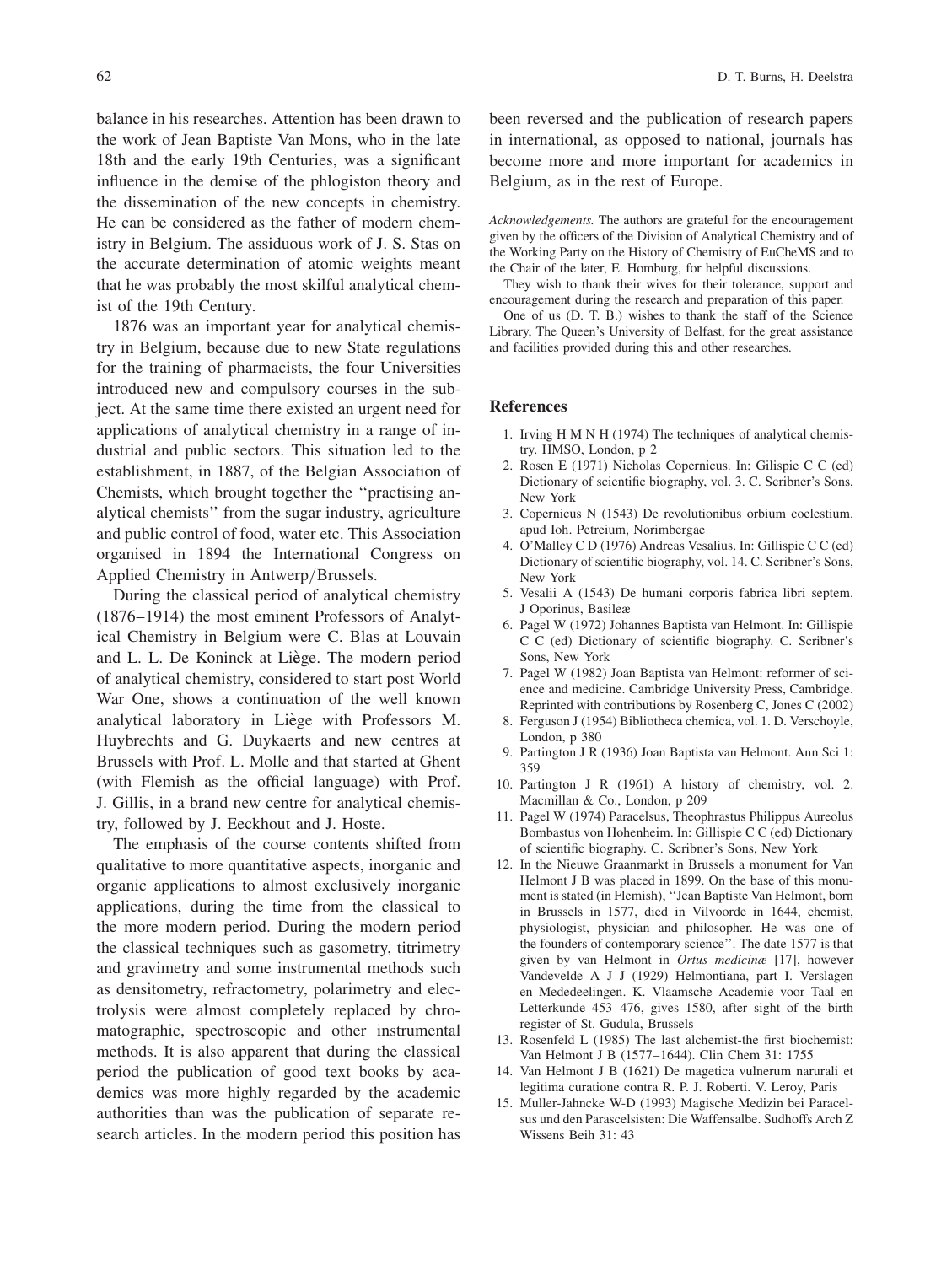balance in his researches. Attention has been drawn to the work of Jean Baptiste Van Mons, who in the late 18th and the early 19th Centuries, was a significant influence in the demise of the phlogiston theory and the dissemination of the new concepts in chemistry. He can be considered as the father of modern chemistry in Belgium. The assiduous work of J. S. Stas on the accurate determination of atomic weights meant that he was probably the most skilful analytical chemist of the 19th Century.

1876 was an important year for analytical chemistry in Belgium, because due to new State regulations for the training of pharmacists, the four Universities introduced new and compulsory courses in the subject. At the same time there existed an urgent need for applications of analytical chemistry in a range of industrial and public sectors. This situation led to the establishment, in 1887, of the Belgian Association of Chemists, which brought together the ''practising analytical chemists'' from the sugar industry, agriculture and public control of food, water etc. This Association organised in 1894 the International Congress on Applied Chemistry in Antwerp/Brussels.

During the classical period of analytical chemistry (1876–1914) the most eminent Professors of Analytical Chemistry in Belgium were C. Blas at Louvain and L. L. De Koninck at Liège. The modern period of analytical chemistry, considered to start post World War One, shows a continuation of the well known analytical laboratory in Liège with Professors M. Huybrechts and G. Duykaerts and new centres at Brussels with Prof. L. Molle and that started at Ghent (with Flemish as the official language) with Prof. J. Gillis, in a brand new centre for analytical chemistry, followed by J. Eeckhout and J. Hoste.

The emphasis of the course contents shifted from qualitative to more quantitative aspects, inorganic and organic applications to almost exclusively inorganic applications, during the time from the classical to the more modern period. During the modern period the classical techniques such as gasometry, titrimetry and gravimetry and some instrumental methods such as densitometry, refractometry, polarimetry and electrolysis were almost completely replaced by chromatographic, spectroscopic and other instrumental methods. It is also apparent that during the classical period the publication of good text books by academics was more highly regarded by the academic authorities than was the publication of separate research articles. In the modern period this position has been reversed and the publication of research papers in international, as opposed to national, journals has become more and more important for academics in Belgium, as in the rest of Europe.

*Acknowledgements.* The authors are grateful for the encouragement given by the officers of the Division of Analytical Chemistry and of the Working Party on the History of Chemistry of EuCheMS and to the Chair of the later, E. Homburg, for helpful discussions.

They wish to thank their wives for their tolerance, support and encouragement during the research and preparation of this paper.

One of us (D. T. B.) wishes to thank the staff of the Science Library, The Queen's University of Belfast, for the great assistance and facilities provided during this and other researches.

## References

1. Irving H M N H (1974) The techniques of analytical chemistry. HMSO, London, p 2
2. Rosen E (1971) Nicholas Copernicus. In: Gilispie C C (ed) Dictionary of scientific biography, vol. 3. C. Scribner's Sons, New York
3. Copernicus N (1543) De revolutionibus orbium coelestium. apud Ioh. Petreium, Norimbergae
4. O'Malley C D (1976) Andreas Vesalius. In: Gillispie C C (ed) Dictionary of scientific biography, vol. 14. C. Scribner's Sons, New York
5. Vesalii A (1543) De humani corporis fabrica libri septem. J Oporinus, Basileæ
6. Pagel W (1972) Johannes Baptista van Helmont. In: Gillispie C C (ed) Dictionary of scientific biography. C. Scribner's Sons, New York
7. Pagel W (1982) Joan Baptista van Helmont: reformer of science and medicine. Cambridge University Press, Cambridge. Reprinted with contributions by Rosenberg C, Jones C (2002)
8. Ferguson J (1954) Bibliotheca chemica, vol. 1. D. Verschoyle, London, p 380
9. Partington J R (1936) Joan Baptista van Helmont. Ann Sci 1: 359
10. Partington J R (1961) A history of chemistry, vol. 2. Macmillan & Co., London, p 209
11. Pagel W (1974) Paracelsus, Theophrastus Philippus Aureolus Bombastus von Hohenheim. In: Gillispie C C (ed) Dictionary of scientific biography. C. Scribner's Sons, New York
12. In the Nieuwe Graanmarkt in Brussels a monument for Van Helmont J B was placed in 1899. On the base of this monument is stated (in Flemish), ''Jean Baptiste Van Helmont, born in Brussels in 1577, died in Vilvoorde in 1644, chemist, physiologist, physician and philosopher. He was one of the founders of contemporary science''. The date 1577 is that given by van Helmont in *Ortus medicinæ* [17], however Vandevelde A J J (1929) Helmontiana, part I. Verslagen en Mededeelingen. K. Vlaamsche Academie voor Taal en Letterkunde 453–476, gives 1580, after sight of the birth register of St. Gudula, Brussels
13. Rosenfeld L (1985) The last alchemist-the first biochemist: Van Helmont J B (1577–1644). Clin Chem 31: 1755
14. Van Helmont J B (1621) De magetica vulnerum narurali et legitima curatione contra R. P. J. Roberti. V. Leroy, Paris
15. Muller-Jahncke W-D (1993) Magische Medizin bei Paracelsus und den Parascelsisten: Die Waffensalbe. Sudhoffs Arch Z Wissens Beih 31: 43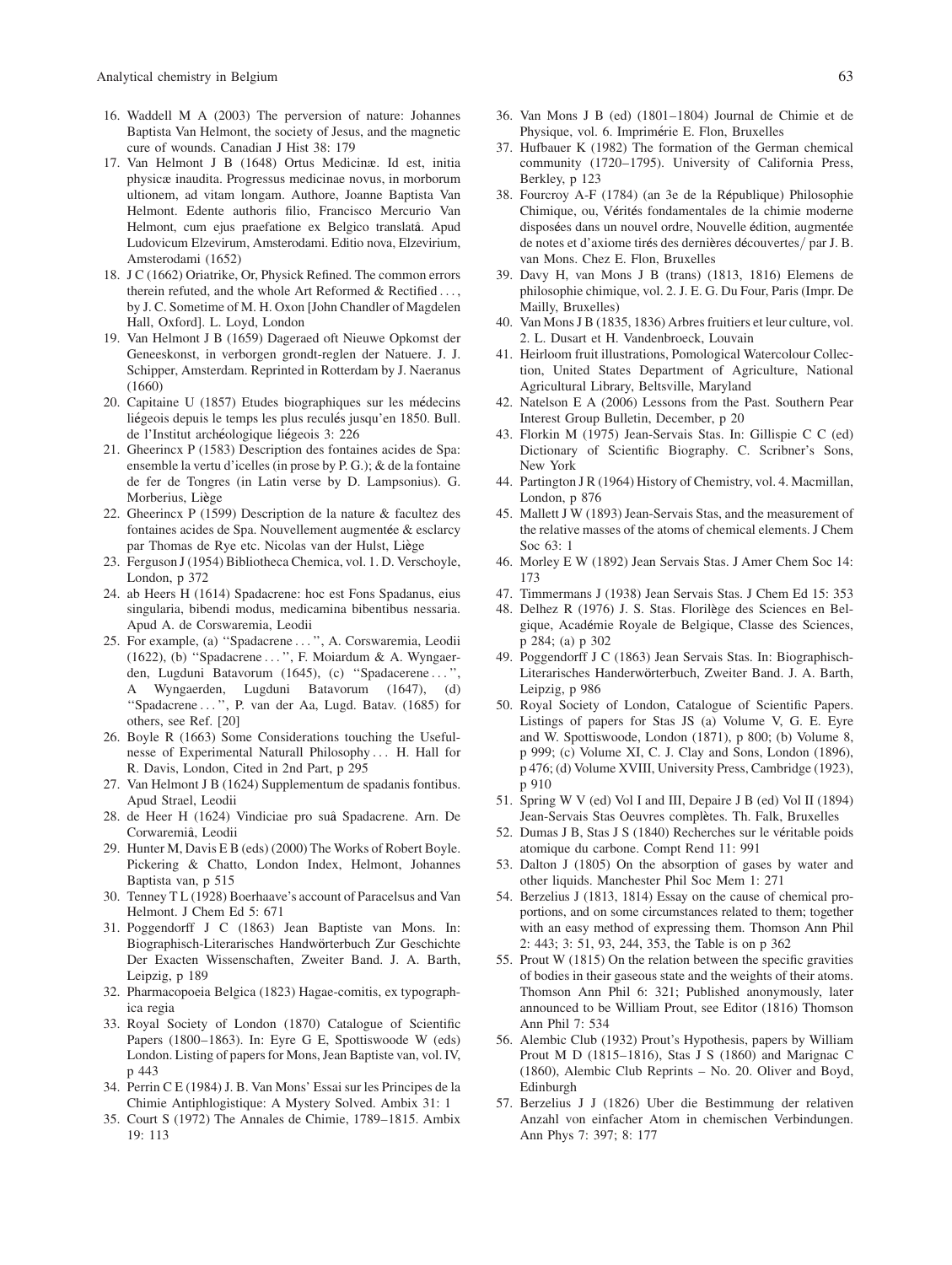16. Waddell M A (2003) The perversion of nature: Johannes Baptista Van Helmont, the society of Jesus, and the magnetic cure of wounds. Canadian J Hist 38: 179
17. Van Helmont J B (1648) Ortus Medicinæ. Id est, initia physicæ inaudita. Progressus medicinae novus, in morborum ultionem, ad vitam longam. Authore, Joanne Baptista Van Helmont. Edente authoris filio, Francisco Mercurio Van Helmont, cum ejus praefatione ex Belgico translatâ. Apud Ludovicum Elzevirum, Amsterodami. Editio nova, Elzevirium, Amsterodami (1652)
18. J C (1662) Oriatrike, Or, Physick Refined. The common errors therein refuted, and the whole Art Reformed & Rectified . . . , by J. C. Sometime of M. H. Oxon [John Chandler of Magdelen Hall, Oxford]. L. Loyd, London
19. Van Helmont J B (1659) Dageraed oft Nieuwe Opkomst der Geneeskonst, in verborgen grondt-reglen der Natuere. J. J. Schipper, Amsterdam. Reprinted in Rotterdam by J. Naeranus (1660)
20. Capitaine U (1857) Etudes biographiques sur les médecins liégeois depuis le temps les plus reculés jusqu'en 1850. Bull. de l'Institut archéologique liégeois 3: 226
21. Gheerincx P (1583) Description des fontaines acides de Spa: ensemble la vertu d'icelles (in prose by P. G.); & de la fontaine de fer de Tongres (in Latin verse by D. Lampsonius). G. Morberius, Liège
22. Gheerincx P (1599) Description de la nature & facultez des fontaines acides de Spa. Nouvellement augmentée & esclarcy par Thomas de Rye etc. Nicolas van der Hulst, Liège
23. Ferguson J (1954) Bibliotheca Chemica, vol. 1. D. Verschoyle, London, p 372
24. ab Heers H (1614) Spadacrene: hoc est Fons Spadanus, eius singularia, bibendi modus, medicamina bibentibus nessaria. Apud A. de Corswaremia, Leodii
25. For example, (a) ''Spadacrene . . . '', A. Corswaremia, Leodii (1622), (b) ''Spadacrene . . . '', F. Moiardum & A. Wyngaerden, Lugduni Batavorum (1645), (c) ''Spadacerene . . . '', A Wyngaerden, Lugduni Batavorum (1647), (d) ''Spadacrene . . . '', P. van der Aa, Lugd. Batav. (1685) for others, see Ref. [20]
26. Boyle R (1663) Some Considerations touching the Usefulnesse of Experimental Naturall Philosophy . . . H. Hall for R. Davis, London, Cited in 2nd Part, p 295
27. Van Helmont J B (1624) Supplementum de spadanis fontibus. Apud Strael, Leodii
28. de Heer H (1624) Vindiciae pro suâ Spadacrene. Arn. De Corwaremiâ, Leodii
29. Hunter M, Davis E B (eds) (2000) The Works of Robert Boyle. Pickering & Chatto, London Index, Helmont, Johannes Baptista van, p 515
30. Tenney T L (1928) Boerhaave's account of Paracelsus and Van Helmont. J Chem Ed 5: 671
31. Poggendorff J C (1863) Jean Baptiste van Mons. In: Biographisch-Literarisches Handwörterbuch Zur Geschichte Der Exacten Wissenschaften, Zweiter Band. J. A. Barth, Leipzig, p 189
32. Pharmacopoeia Belgica (1823) Hagae-comitis, ex typographica regia
33. Royal Society of London (1870) Catalogue of Scientific Papers (1800–1863). In: Eyre G E, Spottiswoode W (eds) London. Listing of papers for Mons, Jean Baptiste van, vol. IV, p 443
34. Perrin C E (1984) J. B. Van Mons' Essai sur les Principes de la Chimie Antiphlogistique: A Mystery Solved. Ambix 31: 1
35. Court S (1972) The Annales de Chimie, 1789–1815. Ambix 19: 113
36. Van Mons J B (ed) (1801–1804) Journal de Chimie et de Physique, vol. 6. Imprimérie E. Flon, Bruxelles
37. Hufbauer K (1982) The formation of the German chemical community (1720–1795). University of California Press, Berkley, p 123
38. Fourcroy A-F (1784) (an 3e de la République) Philosophie Chimique, ou, Vérités fondamentales de la chimie moderne disposées dans un nouvel ordre, Nouvelle édition, augmentée de notes et d'axiome tirés des dernières découvertes/ par J. B. van Mons. Chez E. Flon, Bruxelles
39. Davy H, van Mons J B (trans) (1813, 1816) Elemens de philosophie chimique, vol. 2. J. E. G. Du Four, Paris (Impr. De Mailly, Bruxelles)
40. Van Mons J B (1835, 1836) Arbres fruitiers et leur culture, vol. 2. L. Dusart et H. Vandenbroeck, Louvain
41. Heirloom fruit illustrations, Pomological Watercolour Collection, United States Department of Agriculture, National Agricultural Library, Beltsville, Maryland
42. Natelson E A (2006) Lessons from the Past. Southern Pear Interest Group Bulletin, December, p 20
43. Florkin M (1975) Jean-Servais Stas. In: Gillispie C C (ed) Dictionary of Scientific Biography. C. Scribner's Sons, New York
44. Partington J R (1964) History of Chemistry, vol. 4. Macmillan, London, p 876
45. Mallett J W (1893) Jean-Servais Stas, and the measurement of the relative masses of the atoms of chemical elements. J Chem Soc 63: 1
46. Morley E W (1892) Jean Servais Stas. J Amer Chem Soc 14: 173
47. Timmermans J (1938) Jean Servais Stas. J Chem Ed 15: 353
48. Delhez R (1976) J. S. Stas. Florilège des Sciences en Belgique, Académie Royale de Belgique, Classe des Sciences, p 284; (a) p 302
49. Poggendorff J C (1863) Jean Servais Stas. In: Biographisch-Literarisches Handerwörterbuch, Zweiter Band. J. A. Barth, Leipzig, p 986
50. Royal Society of London, Catalogue of Scientific Papers. Listings of papers for Stas JS (a) Volume V, G. E. Eyre and W. Spottiswoode, London (1871), p 800; (b) Volume 8, p 999; (c) Volume XI, C. J. Clay and Sons, London (1896), p 476; (d) Volume XVIII, University Press, Cambridge (1923), p 910
51. Spring W V (ed) Vol I and III, Depaire J B (ed) Vol II (1894) Jean-Servais Stas Oeuvres complètes. Th. Falk, Bruxelles
52. Dumas J B, Stas J S (1840) Recherches sur le véritable poids atomique du carbone. Compt Rend 11: 991
53. Dalton J (1805) On the absorption of gases by water and other liquids. Manchester Phil Soc Mem 1: 271
54. Berzelius J (1813, 1814) Essay on the cause of chemical proportions, and on some circumstances related to them; together with an easy method of expressing them. Thomson Ann Phil 2: 443; 3: 51, 93, 244, 353, the Table is on p 362
55. Prout W (1815) On the relation between the specific gravities of bodies in their gaseous state and the weights of their atoms. Thomson Ann Phil 6: 321; Published anonymously, later announced to be William Prout, see Editor (1816) Thomson Ann Phil 7: 534
56. Alembic Club (1932) Prout's Hypothesis, papers by William Prout M D (1815–1816), Stas J S (1860) and Marignac C (1860), Alembic Club Reprints – No. 20. Oliver and Boyd, Edinburgh
57. Berzelius J J (1826) Uber die Bestimmung der relativen Anzahl von einfacher Atom in chemischen Verbindungen. Ann Phys 7: 397; 8: 177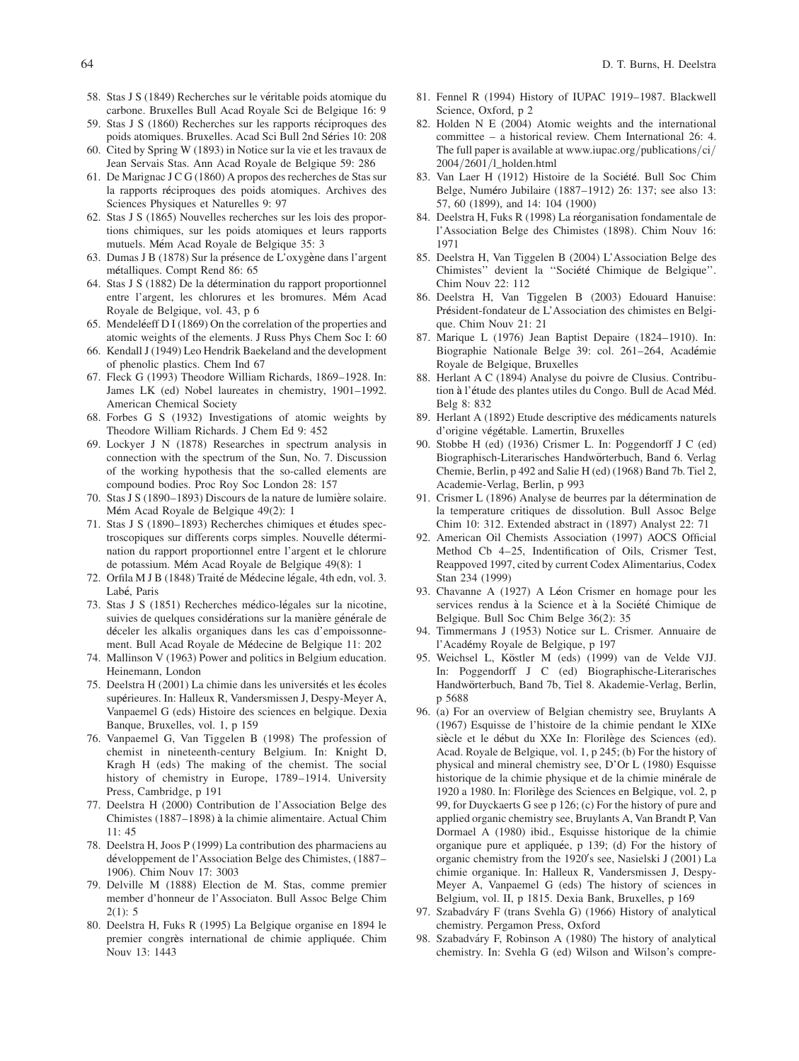58. Stas J S (1849) Recherches sur le véritable poids atomique du carbone. Bruxelles Bull Acad Royale Sci de Belgique 16: 9
59. Stas J S (1860) Recherches sur les rapports réciproques des poids atomiques. Bruxelles. Acad Sci Bull 2nd Séries 10: 208
60. Cited by Spring W (1893) in Notice sur la vie et les travaux de Jean Servais Stas. Ann Acad Royale de Belgique 59: 286
61. De Marignac J C G (1860) A propos des recherches de Stas sur la rapports réciproques des poids atomiques. Archives des Sciences Physiques et Naturelles 9: 97
62. Stas J S (1865) Nouvelles recherches sur les lois des proportions chimiques, sur les poids atomiques et leurs rapports mutuels. Mém Acad Royale de Belgique 35: 3
63. Dumas J B (1878) Sur la présence de L'oxygène dans l'argent métalliques. Compt Rend 86: 65
64. Stas J S (1882) De la détermination du rapport proportionnel entre l'argent, les chlorures et les bromures. Mém Acad Royale de Belgique, vol. 43, p 6
65. Mendeléeff D I (1869) On the correlation of the properties and atomic weights of the elements. J Russ Phys Chem Soc I: 60
66. Kendall J (1949) Leo Hendrik Baekeland and the development of phenolic plastics. Chem Ind 67
67. Fleck G (1993) Theodore William Richards, 1869–1928. In: James LK (ed) Nobel laureates in chemistry, 1901–1992. American Chemical Society
68. Forbes G S (1932) Investigations of atomic weights by Theodore William Richards. J Chem Ed 9: 452
69. Lockyer J N (1878) Researches in spectrum analysis in connection with the spectrum of the Sun, No. 7. Discussion of the working hypothesis that the so-called elements are compound bodies. Proc Roy Soc London 28: 157
70. Stas J S (1890–1893) Discours de la nature de lumière solaire. Mém Acad Royale de Belgique 49(2): 1
71. Stas J S (1890–1893) Recherches chimiques et études spectroscopiques sur differents corps simples. Nouvelle détermination du rapport proportionnel entre l'argent et le chlorure de potassium. Mém Acad Royale de Belgique 49(8): 1
72. Orfila M J B (1848) Traité de Médecine légale, 4th edn, vol. 3. Labé, Paris
73. Stas J S (1851) Recherches médico-légales sur la nicotine, suivies de quelques considérations sur la manière générale de déceler les alkalis organiques dans les cas d'empoissonnement. Bull Acad Royale de Médecine de Belgique 11: 202
74. Mallinson V (1963) Power and politics in Belgium education. Heinemann, London
75. Deelstra H (2001) La chimie dans les universités et les écoles supérieures. In: Halleux R, Vandersmissen J, Despy-Meyer A, Vanpaemel G (eds) Histoire des sciences en belgique. Dexia Banque, Bruxelles, vol. 1, p 159
76. Vanpaemel G, Van Tiggelen B (1998) The profession of chemist in nineteenth-century Belgium. In: Knight D, Kragh H (eds) The making of the chemist. The social history of chemistry in Europe, 1789–1914. University Press, Cambridge, p 191
77. Deelstra H (2000) Contribution de l'Association Belge des Chimistes (1887–1898) à la chimie alimentaire. Actual Chim 11: 45
78. Deelstra H, Joos P (1999) La contribution des pharmaciens au développement de l'Association Belge des Chimistes, (1887–1906). Chim Nouv 17: 3003
79. Delville M (1888) Election de M. Stas, comme premier member d'honneur de l'Associaton. Bull Assoc Belge Chim 2(1): 5
80. Deelstra H, Fuks R (1995) La Belgique organise en 1894 le premier congrès international de chimie appliquée. Chim Nouv 13: 1443
81. Fennel R (1994) History of IUPAC 1919–1987. Blackwell Science, Oxford, p 2
82. Holden N E (2004) Atomic weights and the international committee – a historical review. Chem International 26: 4. The full paper is available at www.iupac.org/publications/ci/2004/2601/l_holden.html
83. Van Laer H (1912) Histoire de la Société. Bull Soc Chim Belge, Numéro Jubilaire (1887–1912) 26: 137; see also 13: 57, 60 (1899), and 14: 104 (1900)
84. Deelstra H, Fuks R (1998) La réorganisation fondamentale de l'Association Belge des Chimistes (1898). Chim Nouv 16: 1971
85. Deelstra H, Van Tiggelen B (2004) L'Association Belge des Chimistes'' devient la ''Société Chimique de Belgique''. Chim Nouv 22: 112
86. Deelstra H, Van Tiggelen B (2003) Edouard Hanuise: Président-fondateur de L'Association des chimistes en Belgique. Chim Nouv 21: 21
87. Marique L (1976) Jean Baptist Depaire (1824–1910). In: Biographie Nationale Belge 39: col. 261–264, Académie Royale de Belgique, Bruxelles
88. Herlant A C (1894) Analyse du poivre de Clusius. Contribution à l'étude des plantes utiles du Congo. Bull de Acad Méd. Belg 8: 832
89. Herlant A (1892) Etude descriptive des médicaments naturels d'origine végétable. Lamertin, Bruxelles
90. Stobbe H (ed) (1936) Crismer L. In: Poggendorff J C (ed) Biographisch-Literarisches Handwörterbuch, Band 6. Verlag Chemie, Berlin, p 492 and Salie H (ed) (1968) Band 7b. Tiel 2, Academie-Verlag, Berlin, p 993
91. Crismer L (1896) Analyse de beurres par la détermination de la temperature critiques de dissolution. Bull Assoc Belge Chim 10: 312. Extended abstract in (1897) Analyst 22: 71
92. American Oil Chemists Association (1997) AOCS Official Method Cb 4–25, Indentification of Oils, Crismer Test, Reappoved 1997, cited by current Codex Alimentarius, Codex Stan 234 (1999)
93. Chavanne A (1927) A Léon Crismer en homage pour les services rendus à la Science et à la Société Chimique de Belgique. Bull Soc Chim Belge 36(2): 35
94. Timmermans J (1953) Notice sur L. Crismer. Annuaire de l'Académy Royale de Belgique, p 197
95. Weichsel L, Köstler M (eds) (1999) van de Velde VJJ. In: Poggendorff J C (ed) Biographische-Literarisches Handwörterbuch, Band 7b, Tiel 8. Akademie-Verlag, Berlin, p 5688
96. (a) For an overview of Belgian chemistry see, Bruylants A (1967) Esquisse de l'histoire de la chimie pendant le XIXe siècle et le début du XXe In: Florilège des Sciences (ed). Acad. Royale de Belgique, vol. 1, p 245; (b) For the history of physical and mineral chemistry see, D'Or L (1980) Esquisse historique de la chimie physique et de la chimie minérale de 1920 a 1980. In: Florilège des Sciences en Belgique, vol. 2, p 99, for Duyckaerts G see p 126; (c) For the history of pure and applied organic chemistry see, Bruylants A, Van Brandt P, Van Dormael A (1980) ibid., Esquisse historique de la chimie organique pure et appliquée, p 139; (d) For the history of organic chemistry from the 1920′s see, Nasielski J (2001) La chimie organique. In: Halleux R, Vandersmissen J, Despy-Meyer A, Vanpaemel G (eds) The history of sciences in Belgium, vol. II, p 1815. Dexia Bank, Bruxelles, p 169
97. Szabadváry F (trans Svehla G) (1966) History of analytical chemistry. Pergamon Press, Oxford
98. Szabadváry F, Robinson A (1980) The history of analytical chemistry. In: Svehla G (ed) Wilson and Wilson's compre-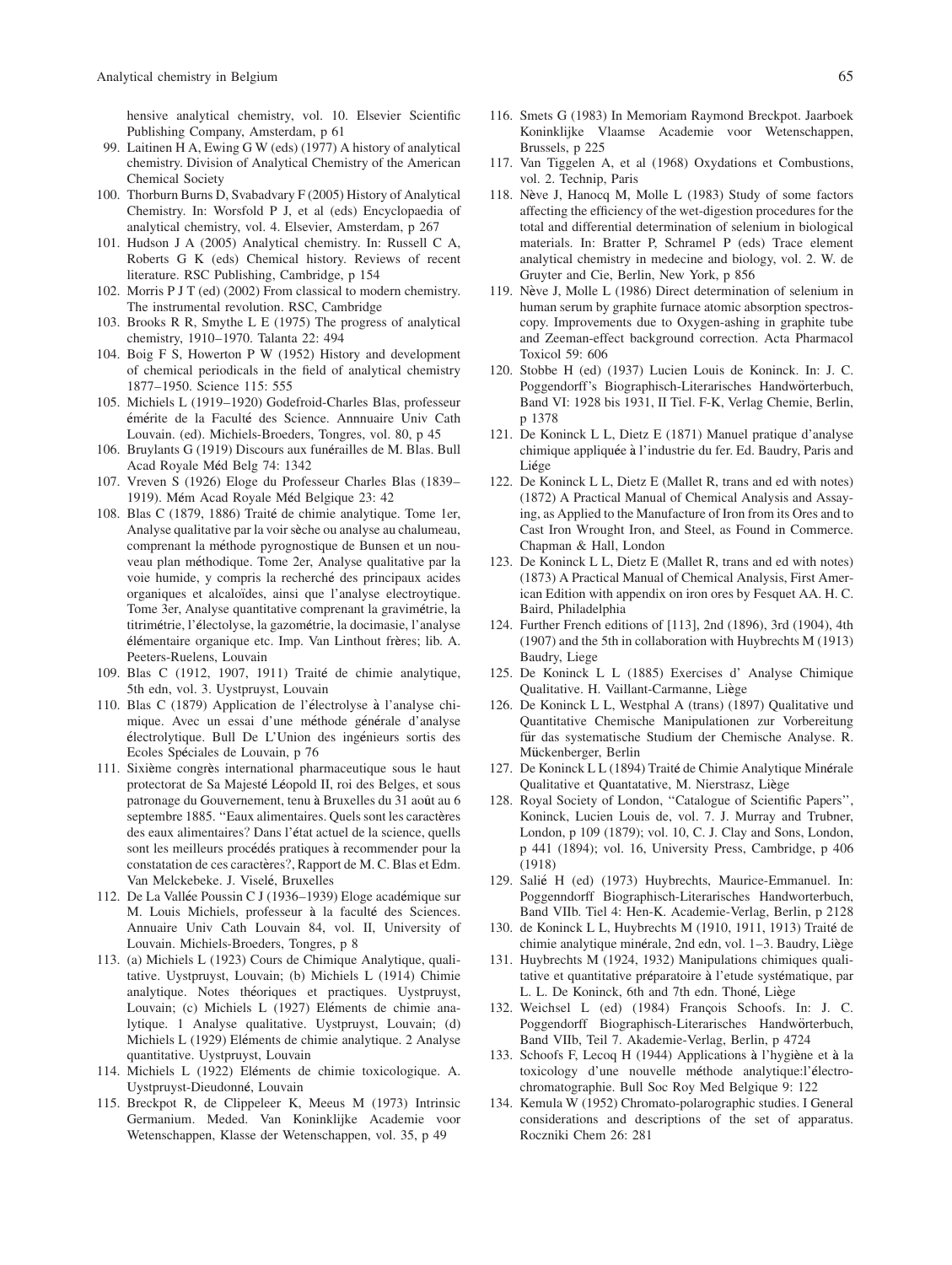hensive analytical chemistry, vol. 10. Elsevier Scientific Publishing Company, Amsterdam, p 61

99. Laitinen H A, Ewing G W (eds) (1977) A history of analytical chemistry. Division of Analytical Chemistry of the American Chemical Society
100. Thorburn Burns D, Svabadvary F (2005) History of Analytical Chemistry. In: Worsfold P J, et al (eds) Encyclopaedia of analytical chemistry, vol. 4. Elsevier, Amsterdam, p 267
101. Hudson J A (2005) Analytical chemistry. In: Russell C A, Roberts G K (eds) Chemical history. Reviews of recent literature. RSC Publishing, Cambridge, p 154
102. Morris P J T (ed) (2002) From classical to modern chemistry. The instrumental revolution. RSC, Cambridge
103. Brooks R R, Smythe L E (1975) The progress of analytical chemistry, 1910–1970. Talanta 22: 494
104. Boig F S, Howerton P W (1952) History and development of chemical periodicals in the field of analytical chemistry 1877–1950. Science 115: 555
105. Michiels L (1919–1920) Godefroid-Charles Blas, professeur émérite de la Faculté des Science. Annnuaire Univ Cath Louvain. (ed). Michiels-Broeders, Tongres, vol. 80, p 45
106. Bruylants G (1919) Discours aux funérailles de M. Blas. Bull Acad Royale Méd Belg 74: 1342
107. Vreven S (1926) Eloge du Professeur Charles Blas (1839–1919). Mém Acad Royale Méd Belgique 23: 42
108. Blas C (1879, 1886) Traité de chimie analytique. Tome 1er, Analyse qualitative par la voir sèche ou analyse au chalumeau, comprenant la méthode pyrognostique de Bunsen et un nouveau plan méthodique. Tome 2er, Analyse qualitative par la voie humide, y compris la recherché des principaux acides organiques et alcaloïdes, ainsi que l'analyse electroytique. Tome 3er, Analyse quantitative comprenant la gravimétrie, la titrimétrie, l'électolyse, la gazométrie, la docimasie, l'analyse élémentaire organique etc. Imp. Van Linthout frères; lib. A. Peeters-Ruelens, Louvain
109. Blas C (1912, 1907, 1911) Traité de chimie analytique, 5th edn, vol. 3. Uystpruyst, Louvain
110. Blas C (1879) Application de l'électrolyse à l'analyse chimique. Avec un essai d'une méthode générale d'analyse électrolytique. Bull De L'Union des ingénieurs sortis des Ecoles Spéciales de Louvain, p 76
111. Sixième congrès international pharmaceutique sous le haut protectorat de Sa Majesté Léopold II, roi des Belges, et sous patronage du Gouvernement, tenu à Bruxelles du 31 août au 6 septembre 1885. "Eaux alimentaires. Quels sont les caractères des eaux alimentaires? Dans l'état actuel de la science, quells sont les meilleurs procédés pratiques à recommender pour la constatation de ces caractères?, Rapport de M. C. Blas et Edm. Van Melckebeke. J. Viselé, Bruxelles
112. De La Vallée Poussin C J (1936–1939) Eloge académique sur M. Louis Michiels, professeur à la faculté des Sciences. Annuaire Univ Cath Louvain 84, vol. II, University of Louvain. Michiels-Broeders, Tongres, p 8
113. (a) Michiels L (1923) Cours de Chimique Analytique, qualitative. Uystpruyst, Louvain; (b) Michiels L (1914) Chimie analytique. Notes théoriques et practiques. Uystpruyst, Louvain; (c) Michiels L (1927) Eléments de chimie analytique. 1 Analyse qualitative. Uystpruyst, Louvain; (d) Michiels L (1929) Eléments de chimie analytique. 2 Analyse quantitative. Uystpruyst, Louvain
114. Michiels L (1922) Eléments de chimie toxicologique. A. Uystpruyst-Dieudonné, Louvain
115. Breckpot R, de Clippeleer K, Meeus M (1973) Intrinsic Germanium. Meded. Van Koninklijke Academie voor Wetenschappen, Klasse der Wetenschappen, vol. 35, p 49
116. Smets G (1983) In Memoriam Raymond Breckpot. Jaarboek Koninklijke Vlaamse Academie voor Wetenschappen, Brussels, p 225
117. Van Tiggelen A, et al (1968) Oxydations et Combustions, vol. 2. Technip, Paris
118. Nève J, Hanocq M, Molle L (1983) Study of some factors affecting the efficiency of the wet-digestion procedures for the total and differential determination of selenium in biological materials. In: Bratter P, Schramel P (eds) Trace element analytical chemistry in medecine and biology, vol. 2. W. de Gruyter and Cie, Berlin, New York, p 856
119. Nève J, Molle L (1986) Direct determination of selenium in human serum by graphite furnace atomic absorption spectroscopy. Improvements due to Oxygen-ashing in graphite tube and Zeeman-effect background correction. Acta Pharmacol Toxicol 59: 606
120. Stobbe H (ed) (1937) Lucien Louis de Koninck. In: J. C. Poggendorff's Biographisch-Literarisches Handwörterbuch, Band VI: 1928 bis 1931, II Tiel. F-K, Verlag Chemie, Berlin, p 1378
121. De Koninck L L, Dietz E (1871) Manuel pratique d'analyse chimique appliquée à l'industrie du fer. Ed. Baudry, Paris and Liége
122. De Koninck L L, Dietz E (Mallet R, trans and ed with notes) (1872) A Practical Manual of Chemical Analysis and Assaying, as Applied to the Manufacture of Iron from its Ores and to Cast Iron Wrought Iron, and Steel, as Found in Commerce. Chapman & Hall, London
123. De Koninck L L, Dietz E (Mallet R, trans and ed with notes) (1873) A Practical Manual of Chemical Analysis, First American Edition with appendix on iron ores by Fesquet AA. H. C. Baird, Philadelphia
124. Further French editions of [113], 2nd (1896), 3rd (1904), 4th (1907) and the 5th in collaboration with Huybrechts M (1913) Baudry, Liege
125. De Koninck L L (1885) Exercises d' Analyse Chimique Qualitative. H. Vaillant-Carmanne, Liège
126. De Koninck L L, Westphal A (trans) (1897) Qualitative und Quantitative Chemische Manipulationen zur Vorbereitung für das systematische Studium der Chemische Analyse. R. Mückenberger, Berlin
127. De Koninck L L (1894) Traité de Chimie Analytique Minérale Qualitative et Quantatative, M. Nierstrasz, Liège
128. Royal Society of London, "Catalogue of Scientific Papers", Koninck, Lucien Louis de, vol. 7. J. Murray and Trubner, London, p 109 (1879); vol. 10, C. J. Clay and Sons, London, p 441 (1894); vol. 16, University Press, Cambridge, p 406 (1918)
129. Salié H (ed) (1973) Huybrechts, Maurice-Emmanuel. In: Poggenndorff Biographisch-Literarisches Handworterbuch, Band VIIb. Tiel 4: Hen-K. Academie-Verlag, Berlin, p 2128
130. de Koninck L L, Huybrechts M (1910, 1911, 1913) Traité de chimie analytique minérale, 2nd edn, vol. 1–3. Baudry, Liège
131. Huybrechts M (1924, 1932) Manipulations chimiques qualitative et quantitative préparatoire à l'etude systématique, par L. L. De Koninck, 6th and 7th edn. Thoné, Liège
132. Weichsel L (ed) (1984) François Schoofs. In: J. C. Poggendorff Biographisch-Literarisches Handwörterbuch, Band VIIb, Teil 7. Akademie-Verlag, Berlin, p 4724
133. Schoofs F, Lecoq H (1944) Applications à l'hygiène et à la toxicology d'une nouvelle méthode analytique:l'électrochromatographie. Bull Soc Roy Med Belgique 9: 122
134. Kemula W (1952) Chromato-polarographic studies. I General considerations and descriptions of the set of apparatus. Roczniki Chem 26: 281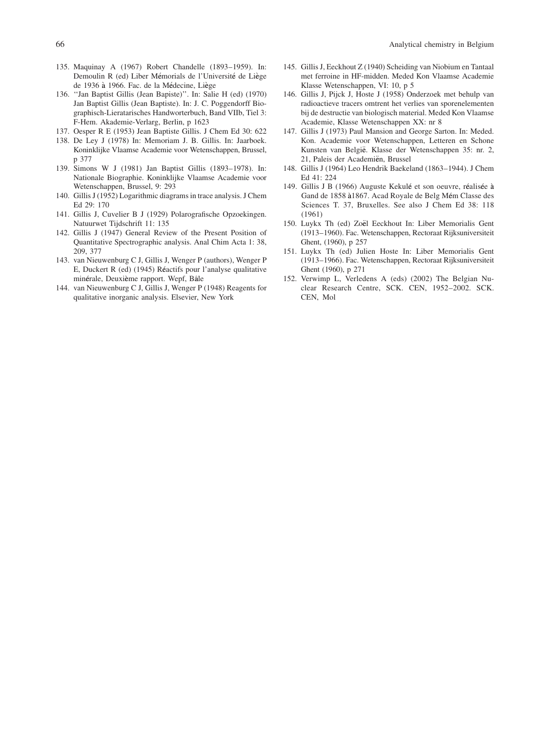135. Maquinay A (1967) Robert Chandelle (1893–1959). In: Demoulin R (ed) Liber Mémorials de l'Université de Liège de 1936 à 1966. Fac. de la Médecine, Liège
136. ''Jan Baptist Gillis (Jean Bapiste)''. In: Salie H (ed) (1970) Jan Baptist Gillis (Jean Baptiste). In: J. C. Poggendorff Biographisch-Lieratarisches Handworterbuch, Band VIIb, Tiel 3: F-Hem. Akademie-Verlarg, Berlin, p 1623
137. Oesper R E (1953) Jean Baptiste Gillis. J Chem Ed 30: 622
138. De Ley J (1978) In: Memoriam J. B. Gillis. In: Jaarboek. Koninklijke Vlaamse Academie voor Wetenschappen, Brussel, p 377
139. Simons W J (1981) Jan Baptist Gillis (1893–1978). In: Nationale Biographie. Koninklijke Vlaamse Academie voor Wetenschappen, Brussel, 9: 293
140. Gillis J (1952) Logarithmic diagrams in trace analysis. J Chem Ed 29: 170
141. Gillis J, Cuvelier B J (1929) Polarografische Opzoekingen. Natuurwet Tijdschrift 11: 135
142. Gillis J (1947) General Review of the Present Position of Quantitative Spectrographic analysis. Anal Chim Acta 1: 38, 209, 377
143. van Nieuwenburg C J, Gillis J, Wenger P (authors), Wenger P E, Duckert R (ed) (1945) Réactifs pour l'analyse qualitative minérale, Deuxième rapport. Wepf, Bâle
144. van Nieuwenburg C J, Gillis J, Wenger P (1948) Reagents for qualitative inorganic analysis. Elsevier, New York
145. Gillis J, Eeckhout Z (1940) Scheiding van Niobium en Tantaal met ferroine in HF-midden. Meded Kon Vlaamse Academie Klasse Wetenschappen, VI: 10, p 5
146. Gillis J, Pijck J, Hoste J (1958) Onderzoek met behulp van radioactieve tracers omtrent het verlies van sporenelementen bij de destructie van biologisch material. Meded Kon Vlaamse Academie, Klasse Wetenschappen XX: nr 8
147. Gillis J (1973) Paul Mansion and George Sarton. In: Meded. Kon. Academie voor Wetenschappen, Letteren en Schone Kunsten van België. Klasse der Wetenschappen 35: nr. 2, 21, Paleis der Academiën, Brussel
148. Gillis J (1964) Leo Hendrik Baekeland (1863–1944). J Chem Ed 41: 224
149. Gillis J B (1966) Auguste Kekulé et son oeuvre, réalisée à Gand de 1858 à1867. Acad Royale de Belg Mém Classe des Sciences T. 37, Bruxelles. See also J Chem Ed 38: 118 (1961)
150. Luykx Th (ed) Zoël Eeckhout In: Liber Memorialis Gent (1913–1960). Fac. Wetenschappen, Rectoraat Rijksuniversiteit Ghent, (1960), p 257
151. Luykx Th (ed) Julien Hoste In: Liber Memorialis Gent (1913–1966). Fac. Wetenschappen, Rectoraat Rijksuniversiteit Ghent (1960), p 271
152. Verwimp L, Verledens A (eds) (2002) The Belgian Nuclear Research Centre, SCK. CEN, 1952–2002. SCK. CEN, Mol